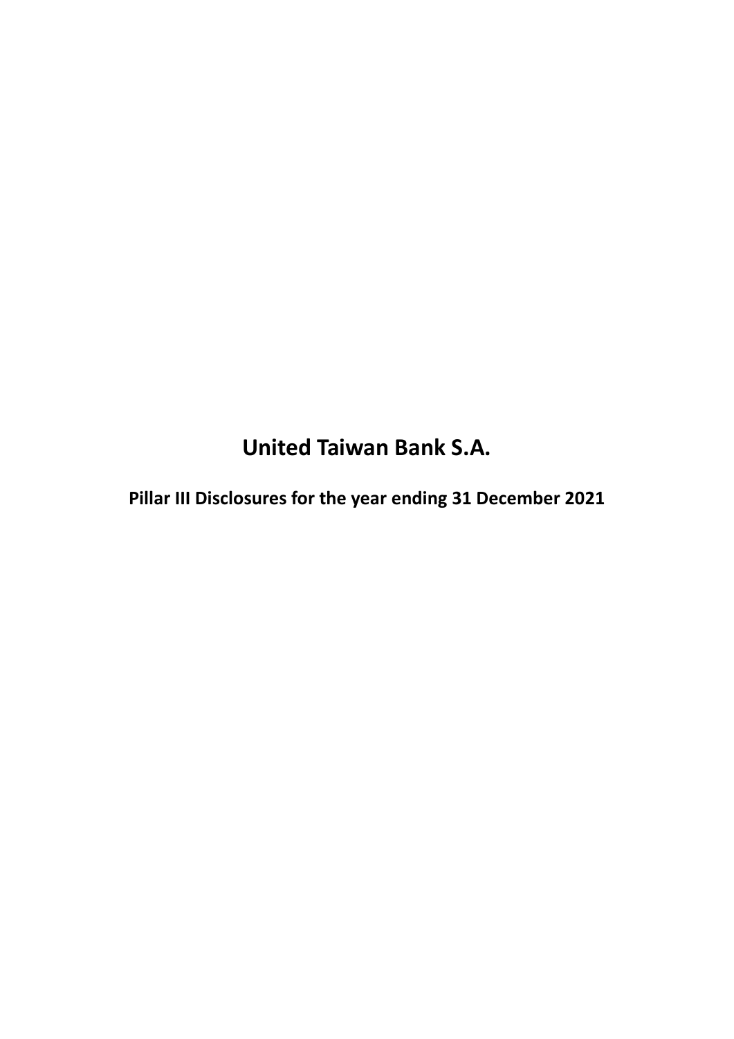# United Taiwan Bank S.A.

**Pillar III Disclosures for the year ending 31 December 2021**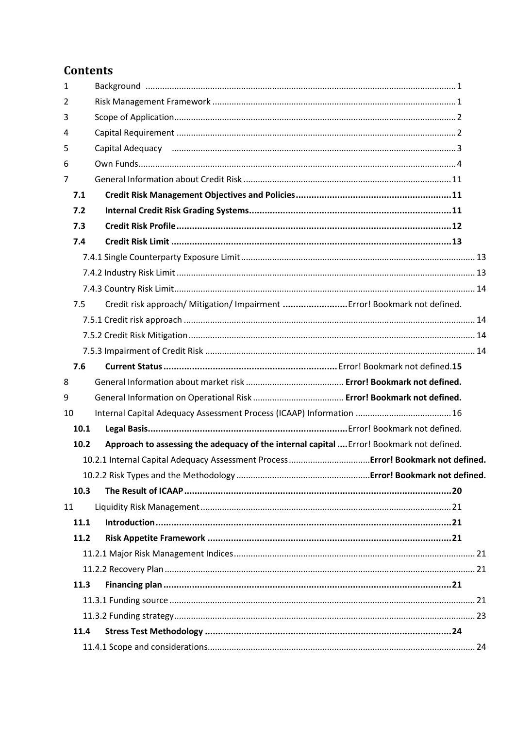# Contents

1 Background ........................................................................................................................ 1

2 Risk Management Framework ........................................................................................ 1

3 Scope of Application......................................................................................................... 2

4 Capital Requirement ........................................................................................................ 2

5 Capital Adequacy ............................................................................................................. 3

6 Own Funds......................................................................................................................... 4

7 General Information about Credit Risk ........................................................................ 11

**7.1 Credit Risk Management Objectives and Policies ............................................................ 11**

**7.2 Internal Credit Risk Grading Systems.............................................................................. 11**

**7.3 Credit Risk Profile ........................................................................................................... 12**

**7.4 Credit Risk Limit ............................................................................................................. 13**

7.4.1 Single Counterparty Exposure Limit ................................................................................ 13

7.4.2 Industry Risk Limit ........................................................................................................... 13

7.4.3 Country Risk Limit............................................................................................................ 14

7.5 Credit risk approach/ Mitigation/ Impairment **.........................**Error! Bookmark not defined.

7.5.1 Credit risk approach ........................................................................................................ 14

7.5.2 Credit Risk Mitigation ...................................................................................................... 14

7.5.3 Impairment of Credit Risk ............................................................................................... 14

**7.6 Current Status ...................................................................** Error! Bookmark not defined.**15**

8 General Information about market risk ......................................... **Error! Bookmark not defined.**

9 General Information on Operational Risk ...................................... **Error! Bookmark not defined.**

10 Internal Capital Adequacy Assessment Process (ICAAP) Information ........................................ 16

**10.1 Legal Basis.............................................................................**Error! Bookmark not defined.

**10.2 Approach to assessing the adequacy of the internal capital ....**Error! Bookmark not defined.

10.2.1 Internal Capital Adequacy Assessment Process .................................**Error! Bookmark not defined.**

10.2.2 Risk Types and the Methodology .......................................................**Error! Bookmark not defined.**

**10.3 The Result of ICAAP ...................................................................................................... 20**

11 Liquidity Risk Management ........................................................................................................ 21

**11.1 Introduction .................................................................................................................. 21**

**11.2 Risk Appetite Framework ............................................................................................. 21**

11.2.1 Major Risk Management Indices.................................................................................... 21

11.2.2 Recovery Plan ................................................................................................................. 21

**11.3 Financing plan ............................................................................................................... 21**

11.3.1 Funding source ............................................................................................................... 21

11.3.2 Funding strategy............................................................................................................. 23

**11.4 Stress Test Methodology .............................................................................................. 24**

11.4.1 Scope and considerations............................................................................................... 24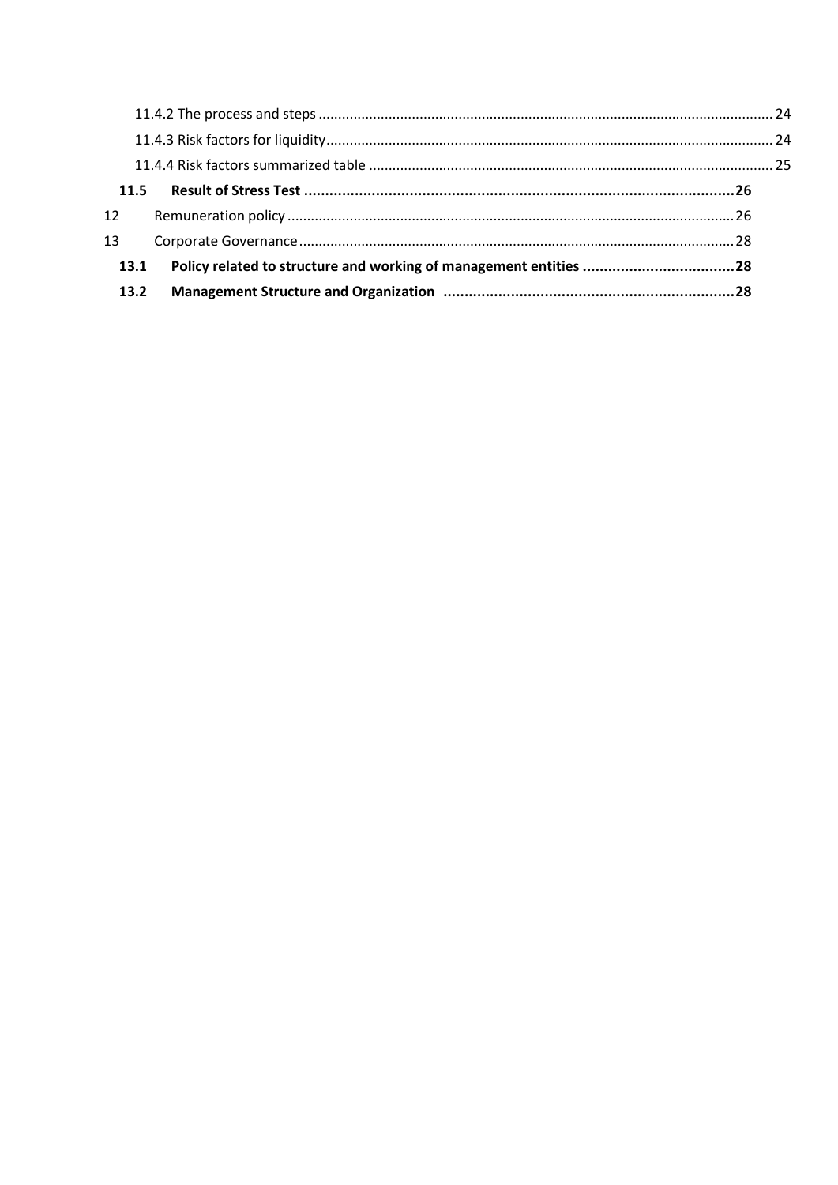11.4.2 The process and steps ..... 24

11.4.3 Risk factors for liquidity ..... 24

11.4.4 Risk factors summarized table ..... 25

**11.5 Result of Stress Test ..... 26**

12 Remuneration policy ..... 26

13 Corporate Governance ..... 28

**13.1 Policy related to structure and working of management entities ..... 28**

**13.2 Management Structure and Organization ..... 28**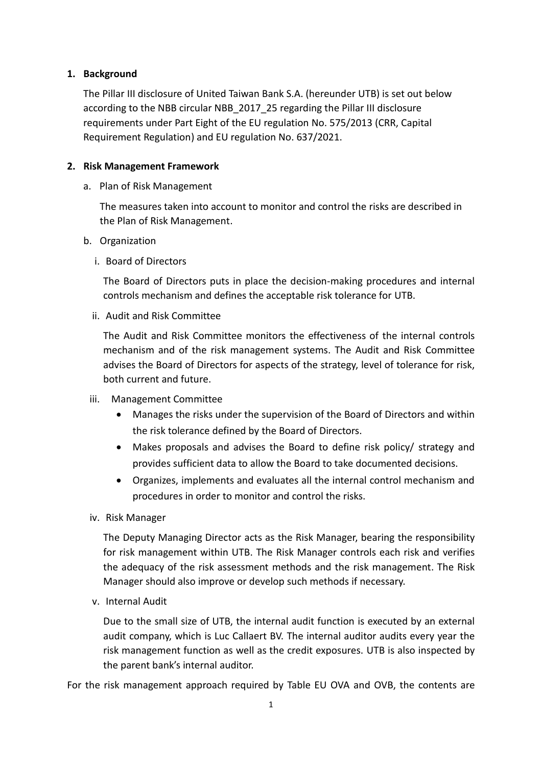1. **Background**

   The Pillar III disclosure of United Taiwan Bank S.A. (hereunder UTB) is set out below according to the NBB circular NBB_2017_25 regarding the Pillar III disclosure requirements under Part Eight of the EU regulation No. 575/2013 (CRR, Capital Requirement Regulation) and EU regulation No. 637/2021.

2. **Risk Management Framework**

   a. Plan of Risk Management

      The measures taken into account to monitor and control the risks are described in the Plan of Risk Management.

   b. Organization

      i. Board of Directors

         The Board of Directors puts in place the decision-making procedures and internal controls mechanism and defines the acceptable risk tolerance for UTB.

      ii. Audit and Risk Committee

         The Audit and Risk Committee monitors the effectiveness of the internal controls mechanism and of the risk management systems. The Audit and Risk Committee advises the Board of Directors for aspects of the strategy, level of tolerance for risk, both current and future.

      iii. Management Committee

         - Manages the risks under the supervision of the Board of Directors and within the risk tolerance defined by the Board of Directors.
         - Makes proposals and advises the Board to define risk policy/ strategy and provides sufficient data to allow the Board to take documented decisions.
         - Organizes, implements and evaluates all the internal control mechanism and procedures in order to monitor and control the risks.

      iv. Risk Manager

         The Deputy Managing Director acts as the Risk Manager, bearing the responsibility for risk management within UTB. The Risk Manager controls each risk and verifies the adequacy of the risk assessment methods and the risk management. The Risk Manager should also improve or develop such methods if necessary.

      v. Internal Audit

         Due to the small size of UTB, the internal audit function is executed by an external audit company, which is Luc Callaert BV. The internal auditor audits every year the risk management function as well as the credit exposures. UTB is also inspected by the parent bank's internal auditor.

For the risk management approach required by Table EU OVA and OVB, the contents are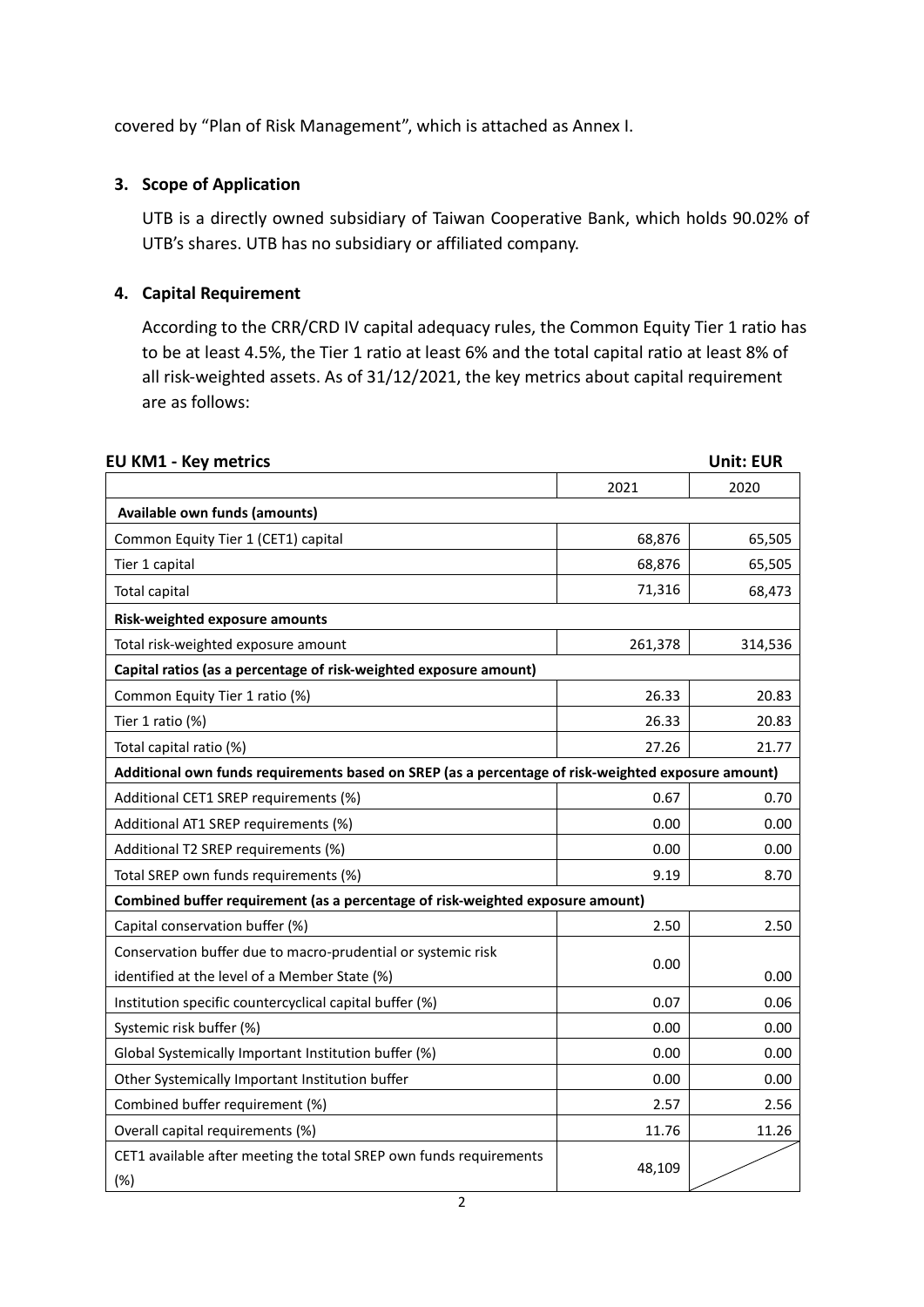covered by "Plan of Risk Management", which is attached as Annex I.

## 3. Scope of Application

UTB is a directly owned subsidiary of Taiwan Cooperative Bank, which holds 90.02% of UTB's shares. UTB has no subsidiary or affiliated company.

## 4. Capital Requirement

According to the CRR/CRD IV capital adequacy rules, the Common Equity Tier 1 ratio has to be at least 4.5%, the Tier 1 ratio at least 6% and the total capital ratio at least 8% of all risk-weighted assets. As of 31/12/2021, the key metrics about capital requirement are as follows:

**EU KM1 - Key metrics** **Unit: EUR**

| | 2021 | 2020 |
|---|---|---|
| **Available own funds (amounts)** | | |
| Common Equity Tier 1 (CET1) capital | 68,876 | 65,505 |
| Tier 1 capital | 68,876 | 65,505 |
| Total capital | 71,316 | 68,473 |
| **Risk-weighted exposure amounts** | | |
| Total risk-weighted exposure amount | 261,378 | 314,536 |
| **Capital ratios (as a percentage of risk-weighted exposure amount)** | | |
| Common Equity Tier 1 ratio (%) | 26.33 | 20.83 |
| Tier 1 ratio (%) | 26.33 | 20.83 |
| Total capital ratio (%) | 27.26 | 21.77 |
| **Additional own funds requirements based on SREP (as a percentage of risk-weighted exposure amount)** | | |
| Additional CET1 SREP requirements (%) | 0.67 | 0.70 |
| Additional AT1 SREP requirements (%) | 0.00 | 0.00 |
| Additional T2 SREP requirements (%) | 0.00 | 0.00 |
| Total SREP own funds requirements (%) | 9.19 | 8.70 |
| **Combined buffer requirement (as a percentage of risk-weighted exposure amount)** | | |
| Capital conservation buffer (%) | 2.50 | 2.50 |
| Conservation buffer due to macro-prudential or systemic risk identified at the level of a Member State (%) | 0.00 | 0.00 |
| Institution specific countercyclical capital buffer (%) | 0.07 | 0.06 |
| Systemic risk buffer (%) | 0.00 | 0.00 |
| Global Systemically Important Institution buffer (%) | 0.00 | 0.00 |
| Other Systemically Important Institution buffer | 0.00 | 0.00 |
| Combined buffer requirement (%) | 2.57 | 2.56 |
| Overall capital requirements (%) | 11.76 | 11.26 |
| CET1 available after meeting the total SREP own funds requirements (%) | 48,109 | |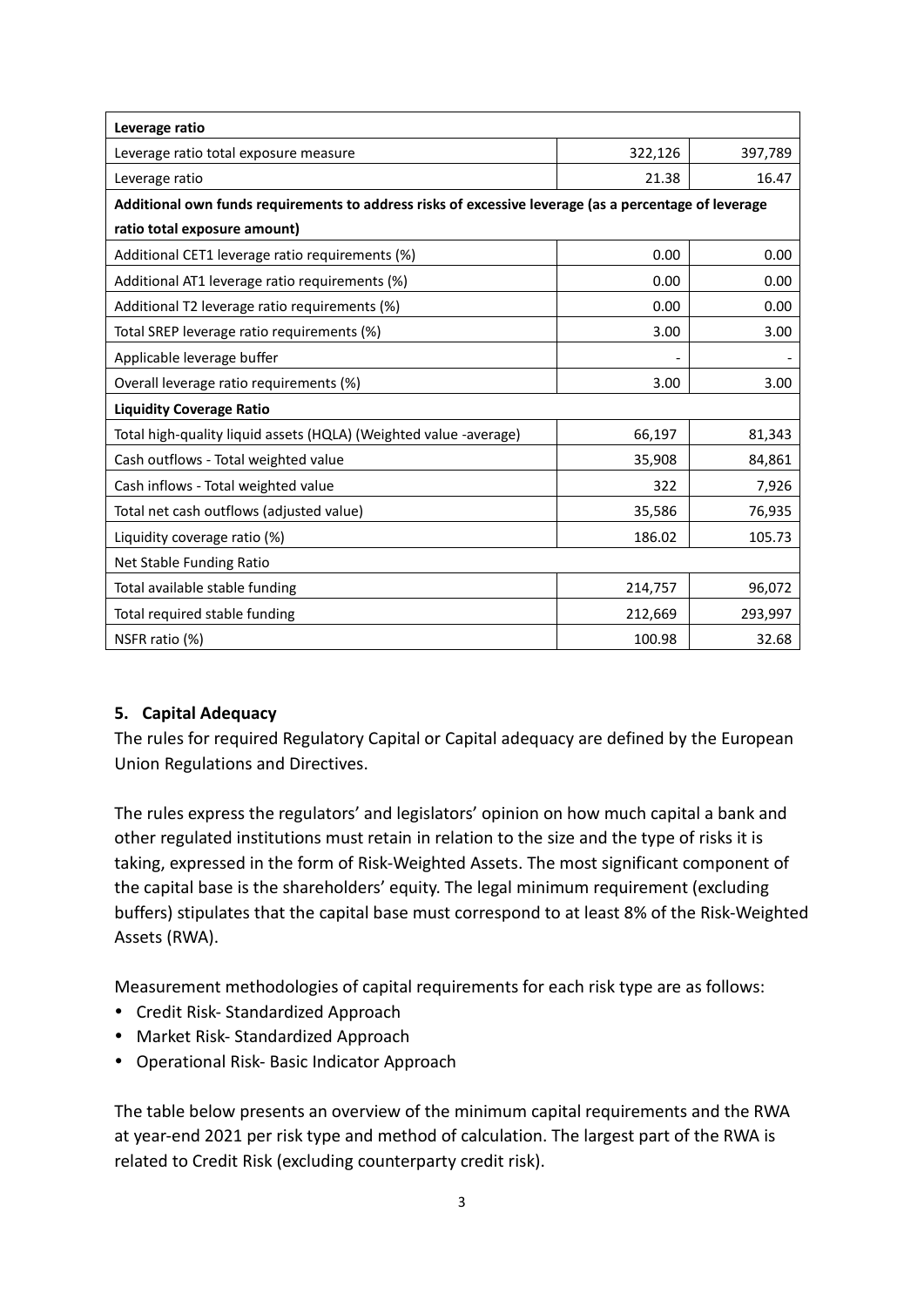| Leverage ratio | | |
|---|---|---|
| Leverage ratio total exposure measure | 322,126 | 397,789 |
| Leverage ratio | 21.38 | 16.47 |
| **Additional own funds requirements to address risks of excessive leverage (as a percentage of leverage ratio total exposure amount)** | | |
| Additional CET1 leverage ratio requirements (%) | 0.00 | 0.00 |
| Additional AT1 leverage ratio requirements (%) | 0.00 | 0.00 |
| Additional T2 leverage ratio requirements (%) | 0.00 | 0.00 |
| Total SREP leverage ratio requirements (%) | 3.00 | 3.00 |
| Applicable leverage buffer | - | - |
| Overall leverage ratio requirements (%) | 3.00 | 3.00 |
| **Liquidity Coverage Ratio** | | |
| Total high-quality liquid assets (HQLA) (Weighted value -average) | 66,197 | 81,343 |
| Cash outflows - Total weighted value | 35,908 | 84,861 |
| Cash inflows - Total weighted value | 322 | 7,926 |
| Total net cash outflows (adjusted value) | 35,586 | 76,935 |
| Liquidity coverage ratio (%) | 186.02 | 105.73 |
| Net Stable Funding Ratio | | |
| Total available stable funding | 214,757 | 96,072 |
| Total required stable funding | 212,669 | 293,997 |
| NSFR ratio (%) | 100.98 | 32.68 |

## 5. Capital Adequacy

The rules for required Regulatory Capital or Capital adequacy are defined by the European Union Regulations and Directives.

The rules express the regulators' and legislators' opinion on how much capital a bank and other regulated institutions must retain in relation to the size and the type of risks it is taking, expressed in the form of Risk-Weighted Assets. The most significant component of the capital base is the shareholders' equity. The legal minimum requirement (excluding buffers) stipulates that the capital base must correspond to at least 8% of the Risk-Weighted Assets (RWA).

Measurement methodologies of capital requirements for each risk type are as follows:

- Credit Risk- Standardized Approach
- Market Risk- Standardized Approach
- Operational Risk- Basic Indicator Approach

The table below presents an overview of the minimum capital requirements and the RWA at year-end 2021 per risk type and method of calculation. The largest part of the RWA is related to Credit Risk (excluding counterparty credit risk).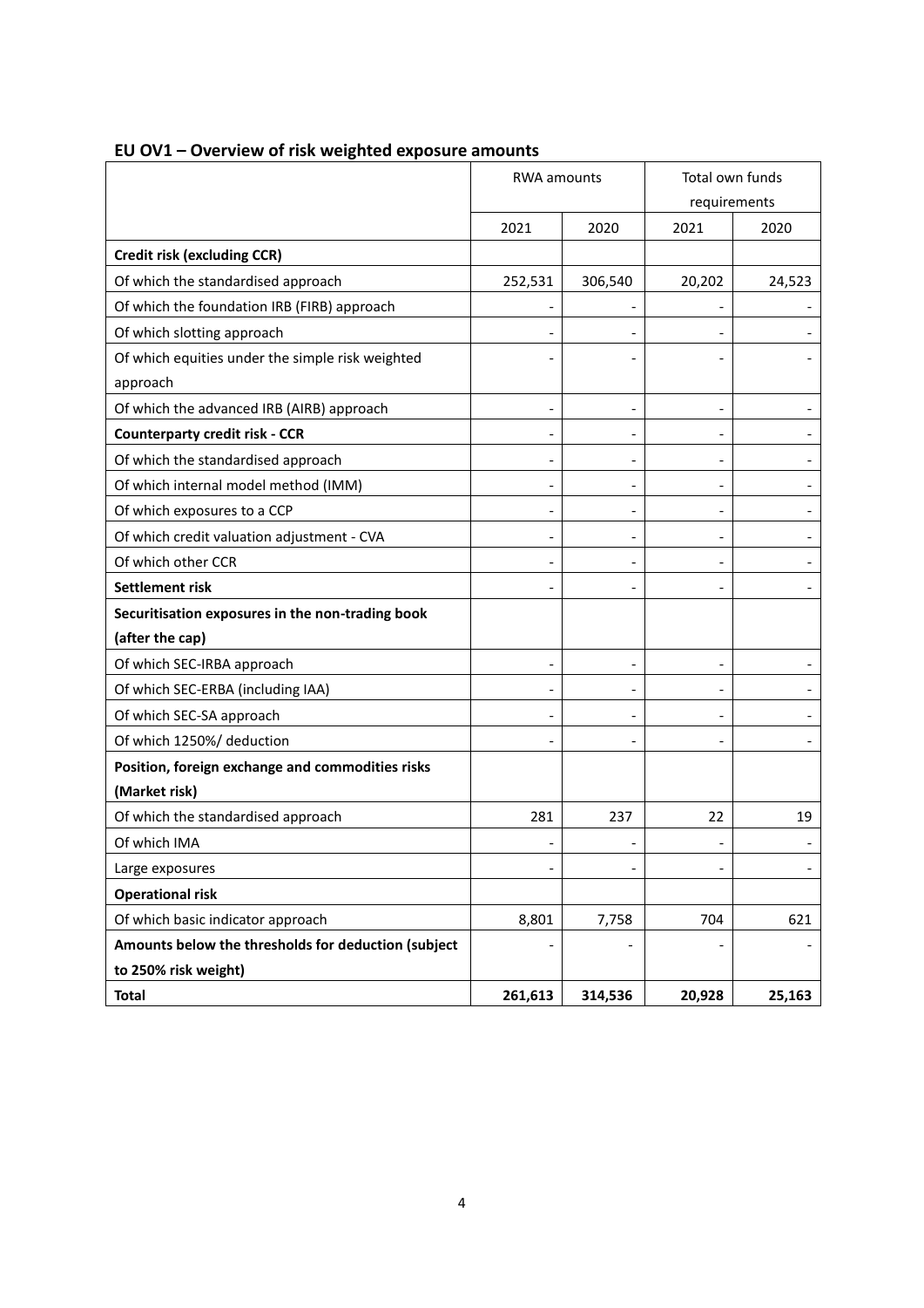## EU OV1 – Overview of risk weighted exposure amounts

| | RWA amounts | | Total own funds requirements | |
|---|---|---|---|---|
| | 2021 | 2020 | 2021 | 2020 |
| **Credit risk (excluding CCR)** | | | | |
| Of which the standardised approach | 252,531 | 306,540 | 20,202 | 24,523 |
| Of which the foundation IRB (FIRB) approach | - | - | - | - |
| Of which slotting approach | - | - | - | - |
| Of which equities under the simple risk weighted approach | - | - | - | - |
| Of which the advanced IRB (AIRB) approach | - | - | - | - |
| **Counterparty credit risk - CCR** | - | - | - | - |
| Of which the standardised approach | - | - | - | - |
| Of which internal model method (IMM) | - | - | - | - |
| Of which exposures to a CCP | - | - | - | - |
| Of which credit valuation adjustment - CVA | - | - | - | - |
| Of which other CCR | - | - | - | - |
| **Settlement risk** | - | - | - | - |
| **Securitisation exposures in the non-trading book (after the cap)** | | | | |
| Of which SEC-IRBA approach | - | - | - | - |
| Of which SEC-ERBA (including IAA) | - | - | - | - |
| Of which SEC-SA approach | - | - | - | - |
| Of which 1250%/ deduction | - | - | - | - |
| **Position, foreign exchange and commodities risks (Market risk)** | | | | |
| Of which the standardised approach | 281 | 237 | 22 | 19 |
| Of which IMA | - | - | - | - |
| Large exposures | - | - | - | - |
| **Operational risk** | | | | |
| Of which basic indicator approach | 8,801 | 7,758 | 704 | 621 |
| **Amounts below the thresholds for deduction (subject to 250% risk weight)** | - | - | - | - |
| **Total** | **261,613** | **314,536** | **20,928** | **25,163** |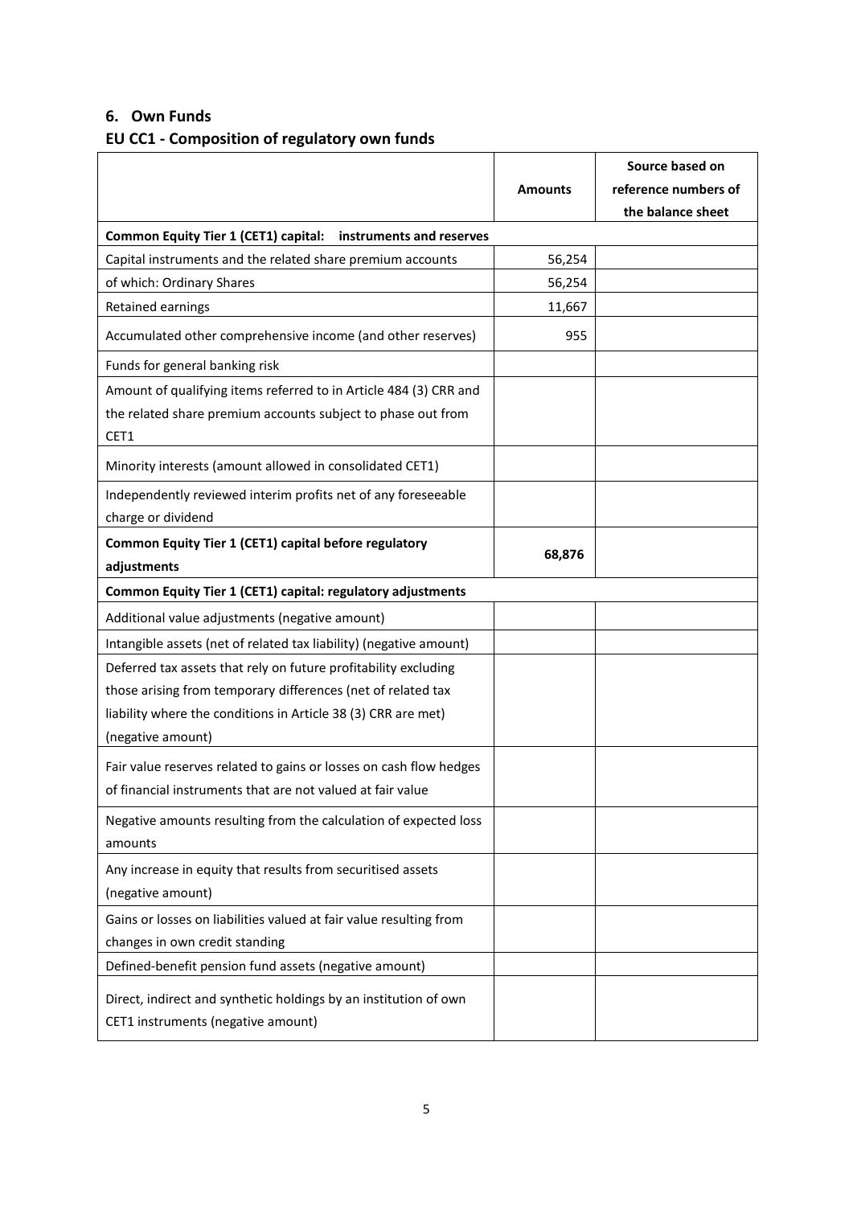## 6. Own Funds

### EU CC1 - Composition of regulatory own funds

| | Amounts | Source based on reference numbers of the balance sheet |
|---|---|---|
| **Common Equity Tier 1 (CET1) capital: instruments and reserves** | | |
| Capital instruments and the related share premium accounts | 56,254 | |
| of which: Ordinary Shares | 56,254 | |
| Retained earnings | 11,667 | |
| Accumulated other comprehensive income (and other reserves) | 955 | |
| Funds for general banking risk | | |
| Amount of qualifying items referred to in Article 484 (3) CRR and the related share premium accounts subject to phase out from CET1 | | |
| Minority interests (amount allowed in consolidated CET1) | | |
| Independently reviewed interim profits net of any foreseeable charge or dividend | | |
| **Common Equity Tier 1 (CET1) capital before regulatory adjustments** | **68,876** | |
| **Common Equity Tier 1 (CET1) capital: regulatory adjustments** | | |
| Additional value adjustments (negative amount) | | |
| Intangible assets (net of related tax liability) (negative amount) | | |
| Deferred tax assets that rely on future profitability excluding those arising from temporary differences (net of related tax liability where the conditions in Article 38 (3) CRR are met) (negative amount) | | |
| Fair value reserves related to gains or losses on cash flow hedges of financial instruments that are not valued at fair value | | |
| Negative amounts resulting from the calculation of expected loss amounts | | |
| Any increase in equity that results from securitised assets (negative amount) | | |
| Gains or losses on liabilities valued at fair value resulting from changes in own credit standing | | |
| Defined-benefit pension fund assets (negative amount) | | |
| Direct, indirect and synthetic holdings by an institution of own CET1 instruments (negative amount) | | |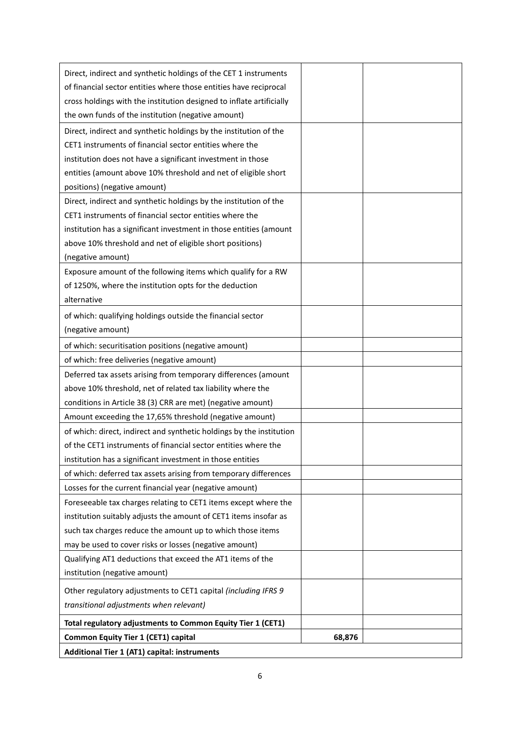| | | |
|---|---|---|
| Direct, indirect and synthetic holdings of the CET 1 instruments of financial sector entities where those entities have reciprocal cross holdings with the institution designed to inflate artificially the own funds of the institution (negative amount) | | |
| Direct, indirect and synthetic holdings by the institution of the CET1 instruments of financial sector entities where the institution does not have a significant investment in those entities (amount above 10% threshold and net of eligible short positions) (negative amount) | | |
| Direct, indirect and synthetic holdings by the institution of the CET1 instruments of financial sector entities where the institution has a significant investment in those entities (amount above 10% threshold and net of eligible short positions) (negative amount) | | |
| Exposure amount of the following items which qualify for a RW of 1250%, where the institution opts for the deduction alternative | | |
| of which: qualifying holdings outside the financial sector (negative amount) | | |
| of which: securitisation positions (negative amount) | | |
| of which: free deliveries (negative amount) | | |
| Deferred tax assets arising from temporary differences (amount above 10% threshold, net of related tax liability where the conditions in Article 38 (3) CRR are met) (negative amount) | | |
| Amount exceeding the 17,65% threshold (negative amount) | | |
| of which: direct, indirect and synthetic holdings by the institution of the CET1 instruments of financial sector entities where the institution has a significant investment in those entities | | |
| of which: deferred tax assets arising from temporary differences | | |
| Losses for the current financial year (negative amount) | | |
| Foreseeable tax charges relating to CET1 items except where the institution suitably adjusts the amount of CET1 items insofar as such tax charges reduce the amount up to which those items may be used to cover risks or losses (negative amount) | | |
| Qualifying AT1 deductions that exceed the AT1 items of the institution (negative amount) | | |
| Other regulatory adjustments to CET1 capital *(including IFRS 9 transitional adjustments when relevant)* | | |
| **Total regulatory adjustments to Common Equity Tier 1 (CET1)** | | |
| **Common Equity Tier 1 (CET1) capital** | **68,876** | |
| **Additional Tier 1 (AT1) capital: instruments** | | |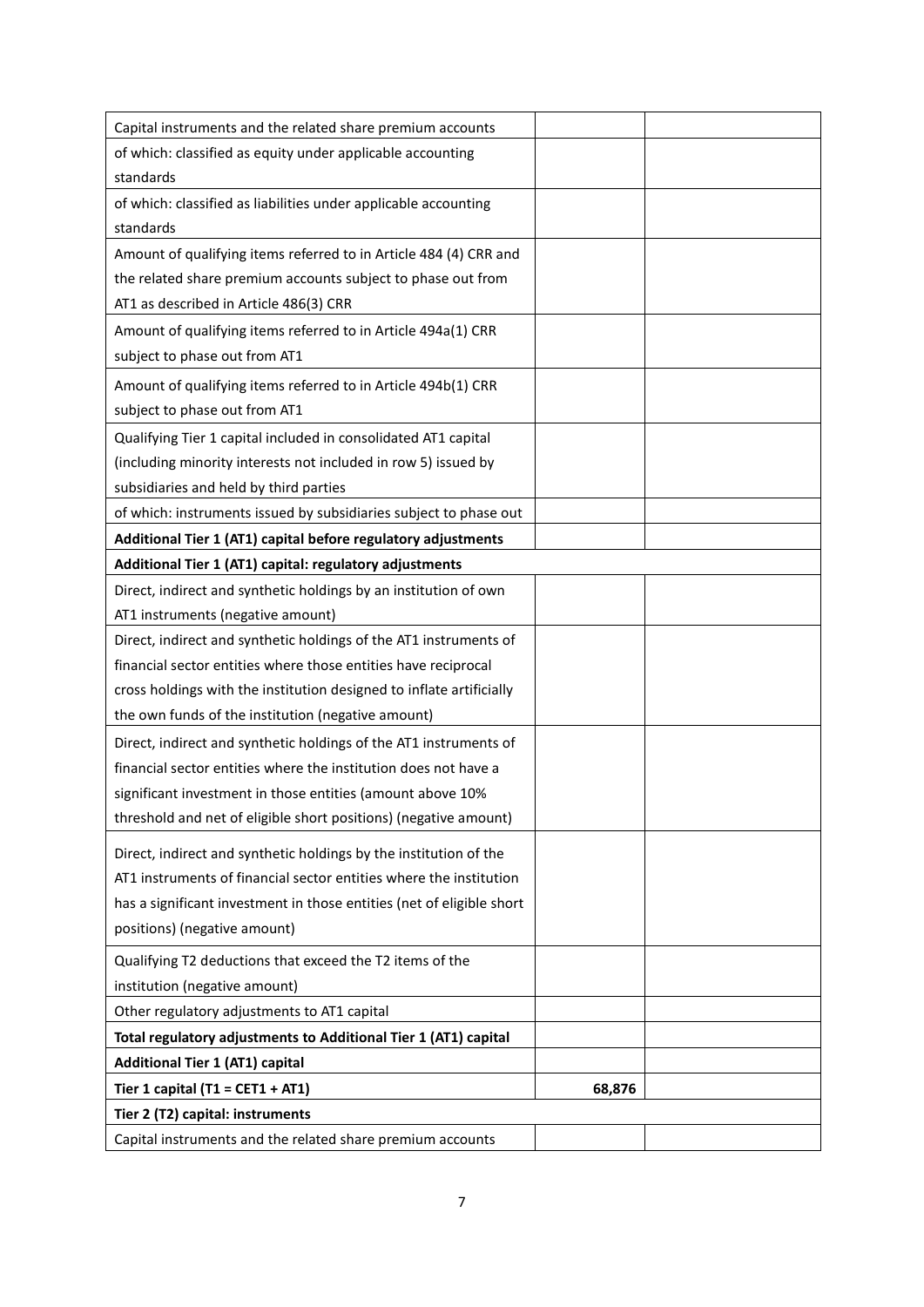| | | |
|---|---|---|
| Capital instruments and the related share premium accounts | | |
| of which: classified as equity under applicable accounting standards | | |
| of which: classified as liabilities under applicable accounting standards | | |
| Amount of qualifying items referred to in Article 484 (4) CRR and the related share premium accounts subject to phase out from AT1 as described in Article 486(3) CRR | | |
| Amount of qualifying items referred to in Article 494a(1) CRR subject to phase out from AT1 | | |
| Amount of qualifying items referred to in Article 494b(1) CRR subject to phase out from AT1 | | |
| Qualifying Tier 1 capital included in consolidated AT1 capital (including minority interests not included in row 5) issued by subsidiaries and held by third parties | | |
| of which: instruments issued by subsidiaries subject to phase out | | |
| **Additional Tier 1 (AT1) capital before regulatory adjustments** | | |
| **Additional Tier 1 (AT1) capital: regulatory adjustments** | | |
| Direct, indirect and synthetic holdings by an institution of own AT1 instruments (negative amount) | | |
| Direct, indirect and synthetic holdings of the AT1 instruments of financial sector entities where those entities have reciprocal cross holdings with the institution designed to inflate artificially the own funds of the institution (negative amount) | | |
| Direct, indirect and synthetic holdings of the AT1 instruments of financial sector entities where the institution does not have a significant investment in those entities (amount above 10% threshold and net of eligible short positions) (negative amount) | | |
| Direct, indirect and synthetic holdings by the institution of the AT1 instruments of financial sector entities where the institution has a significant investment in those entities (net of eligible short positions) (negative amount) | | |
| Qualifying T2 deductions that exceed the T2 items of the institution (negative amount) | | |
| Other regulatory adjustments to AT1 capital | | |
| **Total regulatory adjustments to Additional Tier 1 (AT1) capital** | | |
| **Additional Tier 1 (AT1) capital** | | |
| **Tier 1 capital (T1 = CET1 + AT1)** | **68,876** | |
| **Tier 2 (T2) capital: instruments** | | |
| Capital instruments and the related share premium accounts | | |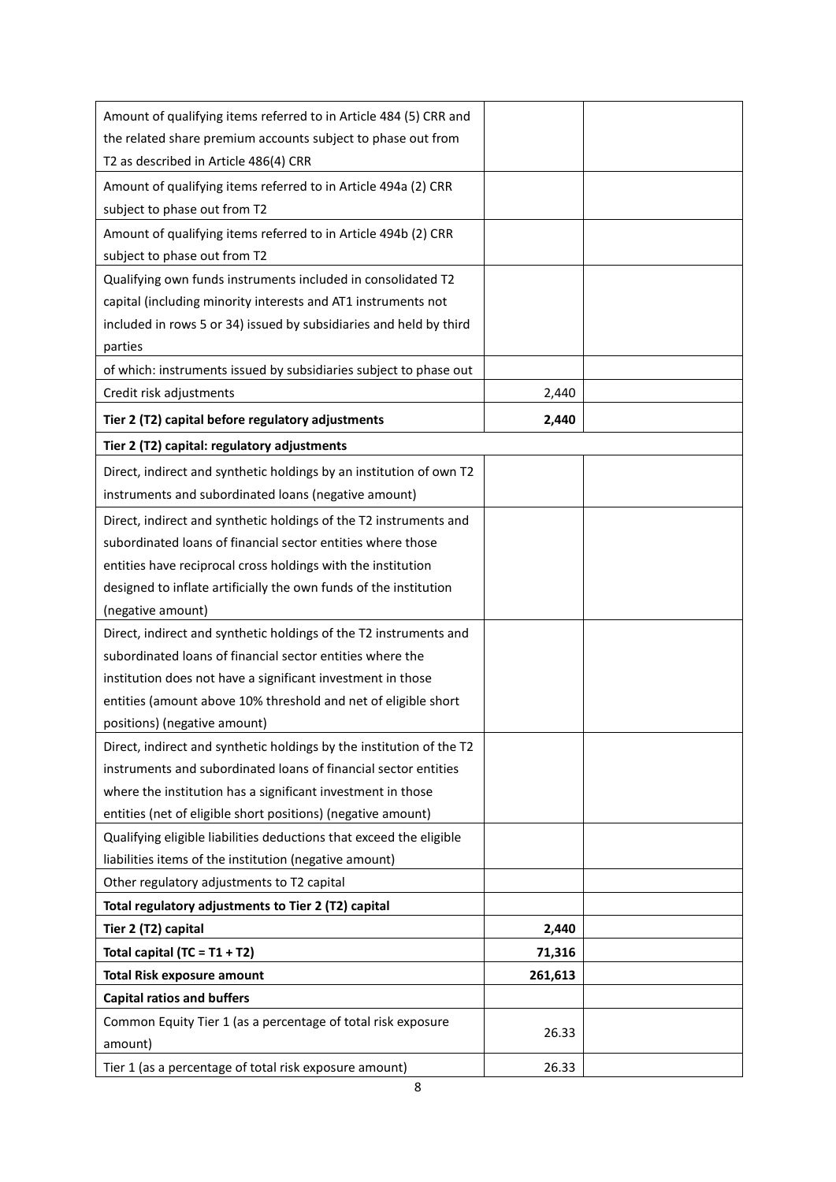| | | |
|---|---|---|
| Amount of qualifying items referred to in Article 484 (5) CRR and the related share premium accounts subject to phase out from T2 as described in Article 486(4) CRR | | |
| Amount of qualifying items referred to in Article 494a (2) CRR subject to phase out from T2 | | |
| Amount of qualifying items referred to in Article 494b (2) CRR subject to phase out from T2 | | |
| Qualifying own funds instruments included in consolidated T2 capital (including minority interests and AT1 instruments not included in rows 5 or 34) issued by subsidiaries and held by third parties | | |
| of which: instruments issued by subsidiaries subject to phase out | | |
| Credit risk adjustments | 2,440 | |
| **Tier 2 (T2) capital before regulatory adjustments** | **2,440** | |
| **Tier 2 (T2) capital: regulatory adjustments** | | |
| Direct, indirect and synthetic holdings by an institution of own T2 instruments and subordinated loans (negative amount) | | |
| Direct, indirect and synthetic holdings of the T2 instruments and subordinated loans of financial sector entities where those entities have reciprocal cross holdings with the institution designed to inflate artificially the own funds of the institution (negative amount) | | |
| Direct, indirect and synthetic holdings of the T2 instruments and subordinated loans of financial sector entities where the institution does not have a significant investment in those entities (amount above 10% threshold and net of eligible short positions) (negative amount) | | |
| Direct, indirect and synthetic holdings by the institution of the T2 instruments and subordinated loans of financial sector entities where the institution has a significant investment in those entities (net of eligible short positions) (negative amount) | | |
| Qualifying eligible liabilities deductions that exceed the eligible liabilities items of the institution (negative amount) | | |
| Other regulatory adjustments to T2 capital | | |
| **Total regulatory adjustments to Tier 2 (T2) capital** | | |
| **Tier 2 (T2) capital** | **2,440** | |
| **Total capital (TC = T1 + T2)** | **71,316** | |
| **Total Risk exposure amount** | **261,613** | |
| **Capital ratios and buffers** | | |
| Common Equity Tier 1 (as a percentage of total risk exposure amount) | 26.33 | |
| Tier 1 (as a percentage of total risk exposure amount) | 26.33 | |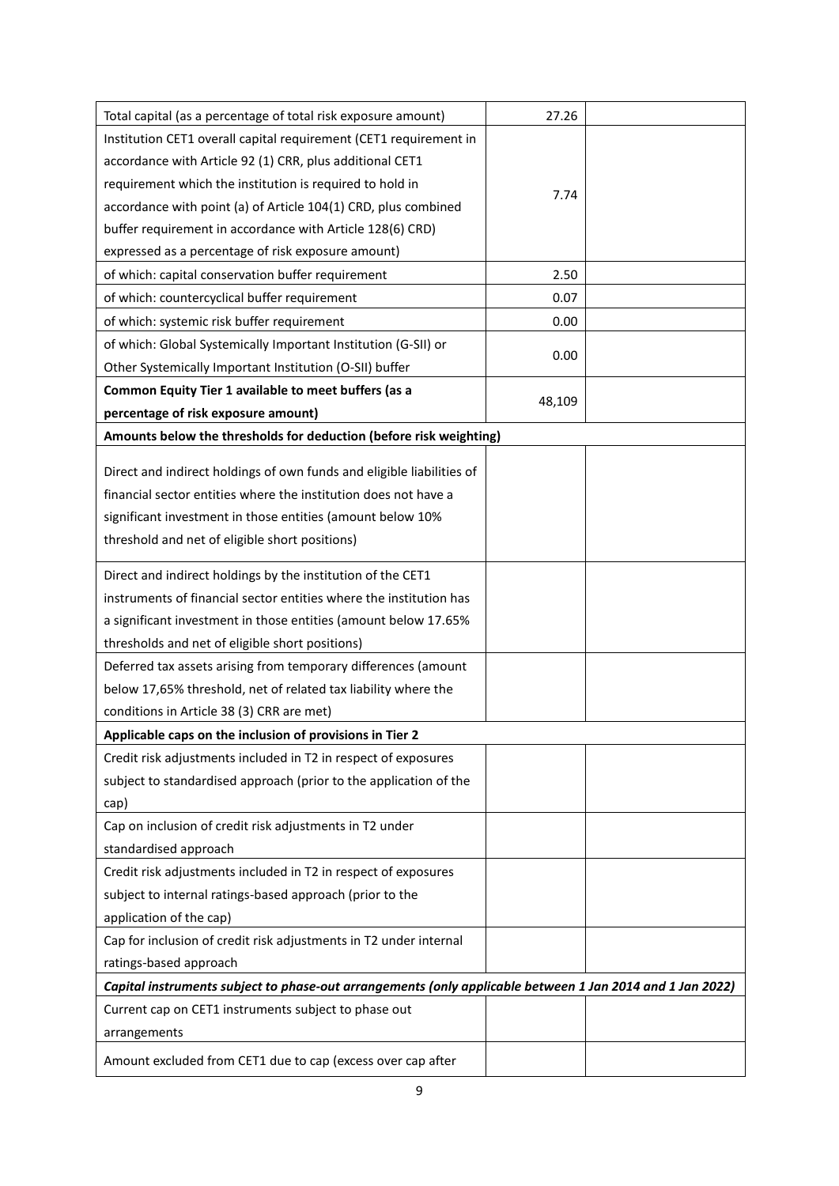| | | |
|---|---|---|
| Total capital (as a percentage of total risk exposure amount) | 27.26 | |
| Institution CET1 overall capital requirement (CET1 requirement in accordance with Article 92 (1) CRR, plus additional CET1 requirement which the institution is required to hold in accordance with point (a) of Article 104(1) CRD, plus combined buffer requirement in accordance with Article 128(6) CRD) expressed as a percentage of risk exposure amount) | 7.74 | |
| of which: capital conservation buffer requirement | 2.50 | |
| of which: countercyclical buffer requirement | 0.07 | |
| of which: systemic risk buffer requirement | 0.00 | |
| of which: Global Systemically Important Institution (G-SII) or Other Systemically Important Institution (O-SII) buffer | 0.00 | |
| **Common Equity Tier 1 available to meet buffers (as a percentage of risk exposure amount)** | 48,109 | |
| **Amounts below the thresholds for deduction (before risk weighting)** | | |
| Direct and indirect holdings of own funds and eligible liabilities of financial sector entities where the institution does not have a significant investment in those entities (amount below 10% threshold and net of eligible short positions) | | |
| Direct and indirect holdings by the institution of the CET1 instruments of financial sector entities where the institution has a significant investment in those entities (amount below 17.65% thresholds and net of eligible short positions) | | |
| Deferred tax assets arising from temporary differences (amount below 17,65% threshold, net of related tax liability where the conditions in Article 38 (3) CRR are met) | | |
| **Applicable caps on the inclusion of provisions in Tier 2** | | |
| Credit risk adjustments included in T2 in respect of exposures subject to standardised approach (prior to the application of the cap) | | |
| Cap on inclusion of credit risk adjustments in T2 under standardised approach | | |
| Credit risk adjustments included in T2 in respect of exposures subject to internal ratings-based approach (prior to the application of the cap) | | |
| Cap for inclusion of credit risk adjustments in T2 under internal ratings-based approach | | |
| ***Capital instruments subject to phase-out arrangements (only applicable between 1 Jan 2014 and 1 Jan 2022)*** | | |
| Current cap on CET1 instruments subject to phase out arrangements | | |
| Amount excluded from CET1 due to cap (excess over cap after | | |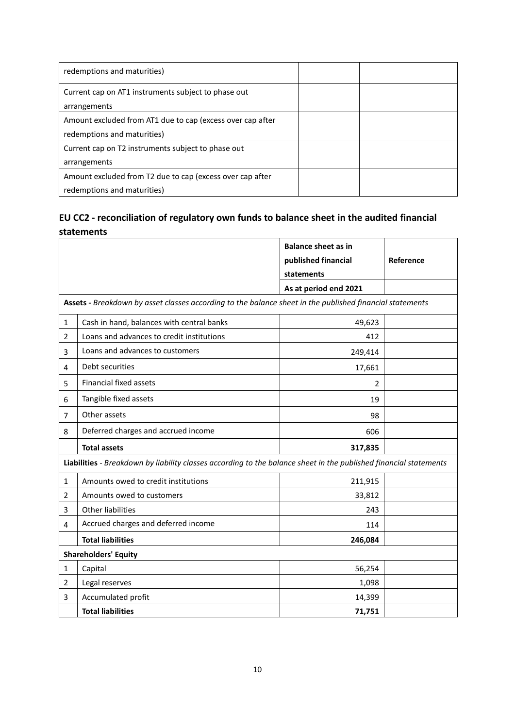| | | |
|---|---|---|
| redemptions and maturities) | | |
| Current cap on AT1 instruments subject to phase out arrangements | | |
| Amount excluded from AT1 due to cap (excess over cap after redemptions and maturities) | | |
| Current cap on T2 instruments subject to phase out arrangements | | |
| Amount excluded from T2 due to cap (excess over cap after redemptions and maturities) | | |

## EU CC2 - reconciliation of regulatory own funds to balance sheet in the audited financial statements

| | | Balance sheet as in published financial statements | Reference |
|---|---|---|---|
| | | **As at period end 2021** | |
| **Assets** - *Breakdown by asset classes according to the balance sheet in the published financial statements* | | | |
| 1 | Cash in hand, balances with central banks | 49,623 | |
| 2 | Loans and advances to credit institutions | 412 | |
| 3 | Loans and advances to customers | 249,414 | |
| 4 | Debt securities | 17,661 | |
| 5 | Financial fixed assets | 2 | |
| 6 | Tangible fixed assets | 19 | |
| 7 | Other assets | 98 | |
| 8 | Deferred charges and accrued income | 606 | |
| | **Total assets** | **317,835** | |
| **Liabilities** - *Breakdown by liability classes according to the balance sheet in the published financial statements* | | | |
| 1 | Amounts owed to credit institutions | 211,915 | |
| 2 | Amounts owed to customers | 33,812 | |
| 3 | Other liabilities | 243 | |
| 4 | Accrued charges and deferred income | 114 | |
| | **Total liabilities** | **246,084** | |
| **Shareholders' Equity** | | | |
| 1 | Capital | 56,254 | |
| 2 | Legal reserves | 1,098 | |
| 3 | Accumulated profit | 14,399 | |
| | **Total liabilities** | **71,751** | |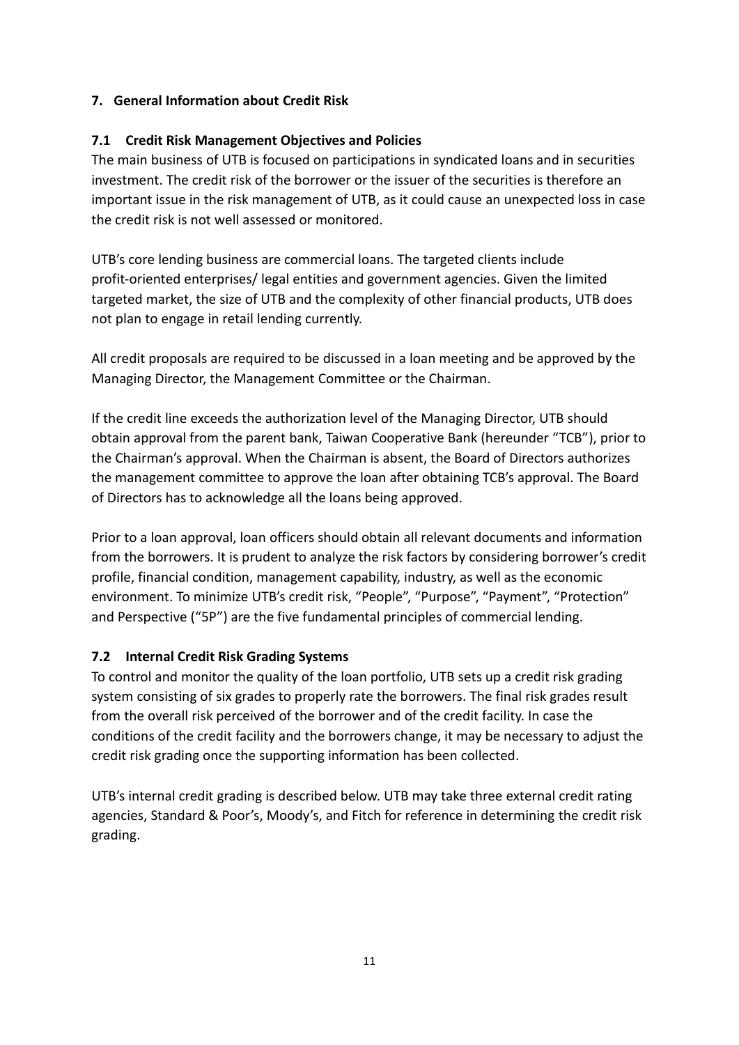## 7. General Information about Credit Risk

### 7.1 Credit Risk Management Objectives and Policies

The main business of UTB is focused on participations in syndicated loans and in securities investment. The credit risk of the borrower or the issuer of the securities is therefore an important issue in the risk management of UTB, as it could cause an unexpected loss in case the credit risk is not well assessed or monitored.

UTB's core lending business are commercial loans. The targeted clients include profit-oriented enterprises/ legal entities and government agencies. Given the limited targeted market, the size of UTB and the complexity of other financial products, UTB does not plan to engage in retail lending currently.

All credit proposals are required to be discussed in a loan meeting and be approved by the Managing Director, the Management Committee or the Chairman.

If the credit line exceeds the authorization level of the Managing Director, UTB should obtain approval from the parent bank, Taiwan Cooperative Bank (hereunder "TCB"), prior to the Chairman's approval. When the Chairman is absent, the Board of Directors authorizes the management committee to approve the loan after obtaining TCB's approval. The Board of Directors has to acknowledge all the loans being approved.

Prior to a loan approval, loan officers should obtain all relevant documents and information from the borrowers. It is prudent to analyze the risk factors by considering borrower's credit profile, financial condition, management capability, industry, as well as the economic environment. To minimize UTB's credit risk, "People", "Purpose", "Payment", "Protection" and Perspective ("5P") are the five fundamental principles of commercial lending.

### 7.2 Internal Credit Risk Grading Systems

To control and monitor the quality of the loan portfolio, UTB sets up a credit risk grading system consisting of six grades to properly rate the borrowers. The final risk grades result from the overall risk perceived of the borrower and of the credit facility. In case the conditions of the credit facility and the borrowers change, it may be necessary to adjust the credit risk grading once the supporting information has been collected.

UTB's internal credit grading is described below. UTB may take three external credit rating agencies, Standard & Poor's, Moody's, and Fitch for reference in determining the credit risk grading.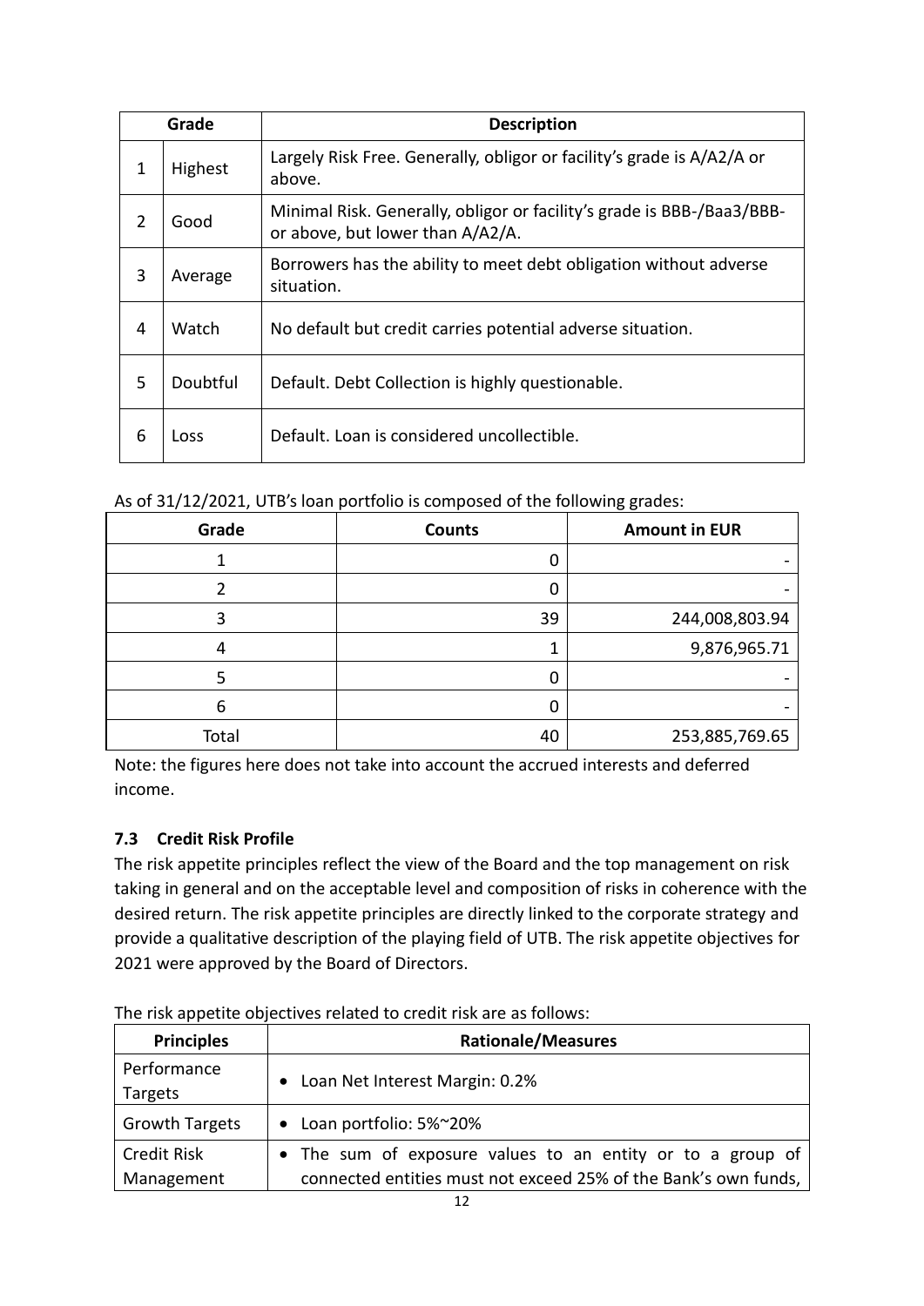| Grade | | Description |
|---|---|---|
| 1 | Highest | Largely Risk Free. Generally, obligor or facility's grade is A/A2/A or above. |
| 2 | Good | Minimal Risk. Generally, obligor or facility's grade is BBB-/Baa3/BBB- or above, but lower than A/A2/A. |
| 3 | Average | Borrowers has the ability to meet debt obligation without adverse situation. |
| 4 | Watch | No default but credit carries potential adverse situation. |
| 5 | Doubtful | Default. Debt Collection is highly questionable. |
| 6 | Loss | Default. Loan is considered uncollectible. |

As of 31/12/2021, UTB's loan portfolio is composed of the following grades:

| Grade | Counts | Amount in EUR |
|---|---|---|
| 1 | 0 | - |
| 2 | 0 | - |
| 3 | 39 | 244,008,803.94 |
| 4 | 1 | 9,876,965.71 |
| 5 | 0 | - |
| 6 | 0 | - |
| Total | 40 | 253,885,769.65 |

Note: the figures here does not take into account the accrued interests and deferred income.

### 7.3 Credit Risk Profile

The risk appetite principles reflect the view of the Board and the top management on risk taking in general and on the acceptable level and composition of risks in coherence with the desired return. The risk appetite principles are directly linked to the corporate strategy and provide a qualitative description of the playing field of UTB. The risk appetite objectives for 2021 were approved by the Board of Directors.

The risk appetite objectives related to credit risk are as follows:

| Principles | Rationale/Measures |
|---|---|
| Performance Targets | • Loan Net Interest Margin: 0.2% |
| Growth Targets | • Loan portfolio: 5%~20% |
| Credit Risk Management | • The sum of exposure values to an entity or to a group of connected entities must not exceed 25% of the Bank's own funds, |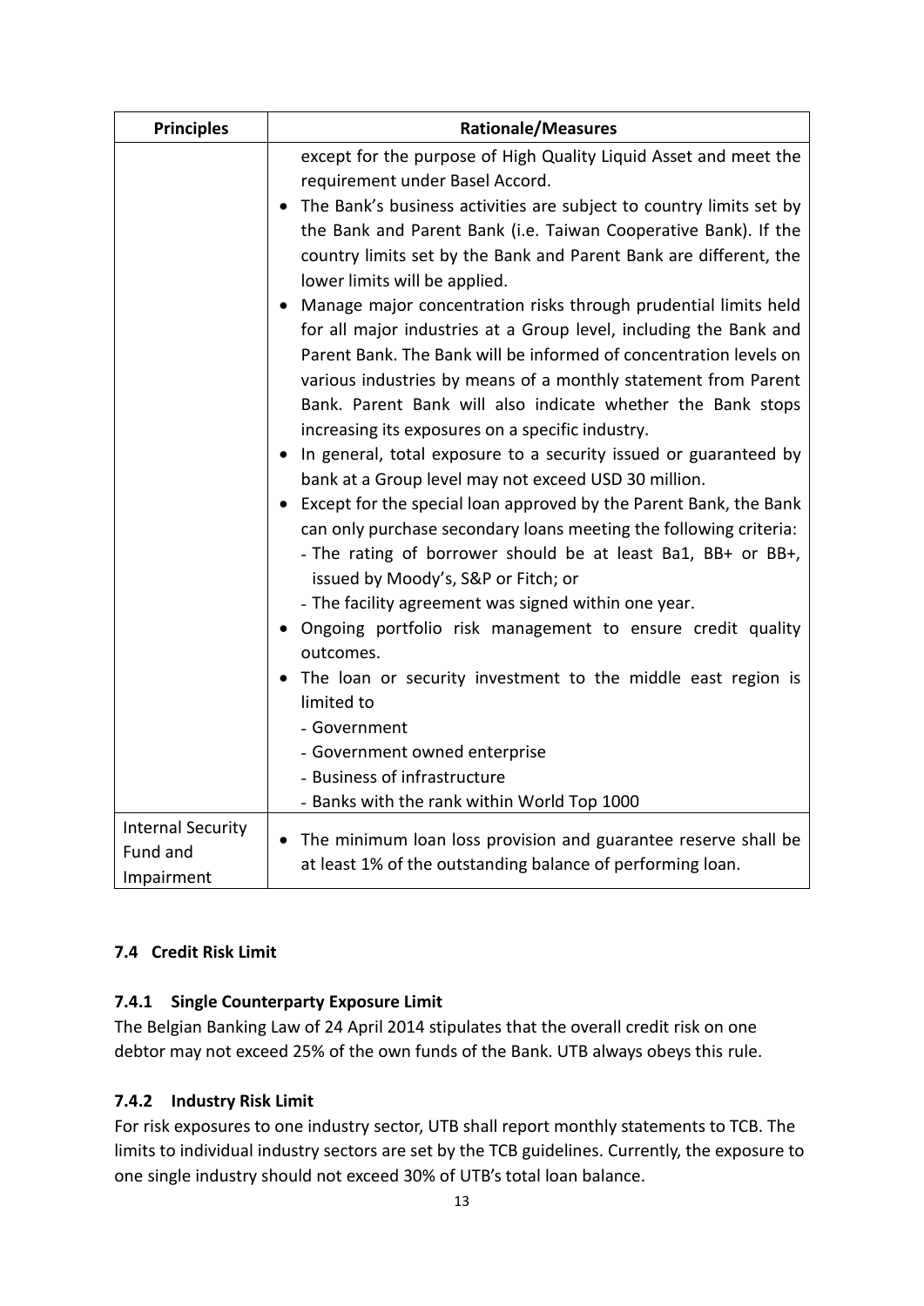| Principles | Rationale/Measures |
| --- | --- |
| | except for the purpose of High Quality Liquid Asset and meet the requirement under Basel Accord.<br>• The Bank's business activities are subject to country limits set by the Bank and Parent Bank (i.e. Taiwan Cooperative Bank). If the country limits set by the Bank and Parent Bank are different, the lower limits will be applied.<br>• Manage major concentration risks through prudential limits held for all major industries at a Group level, including the Bank and Parent Bank. The Bank will be informed of concentration levels on various industries by means of a monthly statement from Parent Bank. Parent Bank will also indicate whether the Bank stops increasing its exposures on a specific industry.<br>• In general, total exposure to a security issued or guaranteed by bank at a Group level may not exceed USD 30 million.<br>• Except for the special loan approved by the Parent Bank, the Bank can only purchase secondary loans meeting the following criteria:<br>- The rating of borrower should be at least Ba1, BB+ or BB+, issued by Moody's, S&P or Fitch; or<br>- The facility agreement was signed within one year.<br>• Ongoing portfolio risk management to ensure credit quality outcomes.<br>• The loan or security investment to the middle east region is limited to<br>- Government<br>- Government owned enterprise<br>- Business of infrastructure<br>- Banks with the rank within World Top 1000 |
| Internal Security Fund and Impairment | • The minimum loan loss provision and guarantee reserve shall be at least 1% of the outstanding balance of performing loan. |

### 7.4 Credit Risk Limit

#### 7.4.1 Single Counterparty Exposure Limit

The Belgian Banking Law of 24 April 2014 stipulates that the overall credit risk on one debtor may not exceed 25% of the own funds of the Bank. UTB always obeys this rule.

#### 7.4.2 Industry Risk Limit

For risk exposures to one industry sector, UTB shall report monthly statements to TCB. The limits to individual industry sectors are set by the TCB guidelines. Currently, the exposure to one single industry should not exceed 30% of UTB's total loan balance.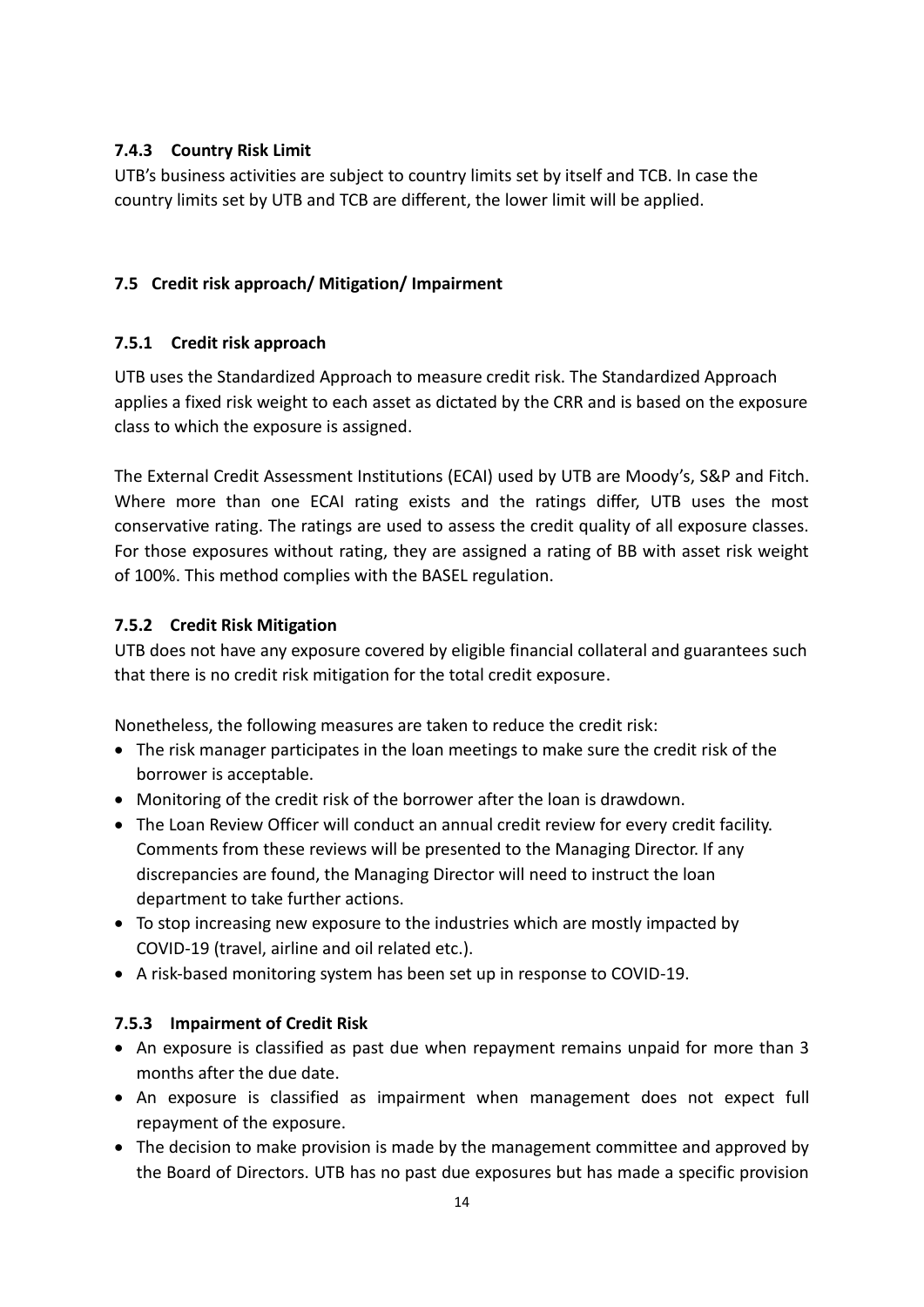#### 7.4.3 Country Risk Limit

UTB's business activities are subject to country limits set by itself and TCB. In case the country limits set by UTB and TCB are different, the lower limit will be applied.

### 7.5 Credit risk approach/ Mitigation/ Impairment

#### 7.5.1 Credit risk approach

UTB uses the Standardized Approach to measure credit risk. The Standardized Approach applies a fixed risk weight to each asset as dictated by the CRR and is based on the exposure class to which the exposure is assigned.

The External Credit Assessment Institutions (ECAI) used by UTB are Moody's, S&P and Fitch. Where more than one ECAI rating exists and the ratings differ, UTB uses the most conservative rating. The ratings are used to assess the credit quality of all exposure classes. For those exposures without rating, they are assigned a rating of BB with asset risk weight of 100%. This method complies with the BASEL regulation.

#### 7.5.2 Credit Risk Mitigation

UTB does not have any exposure covered by eligible financial collateral and guarantees such that there is no credit risk mitigation for the total credit exposure.

Nonetheless, the following measures are taken to reduce the credit risk:

- The risk manager participates in the loan meetings to make sure the credit risk of the borrower is acceptable.
- Monitoring of the credit risk of the borrower after the loan is drawdown.
- The Loan Review Officer will conduct an annual credit review for every credit facility. Comments from these reviews will be presented to the Managing Director. If any discrepancies are found, the Managing Director will need to instruct the loan department to take further actions.
- To stop increasing new exposure to the industries which are mostly impacted by COVID-19 (travel, airline and oil related etc.).
- A risk-based monitoring system has been set up in response to COVID-19.

#### 7.5.3 Impairment of Credit Risk

- An exposure is classified as past due when repayment remains unpaid for more than 3 months after the due date.
- An exposure is classified as impairment when management does not expect full repayment of the exposure.
- The decision to make provision is made by the management committee and approved by the Board of Directors. UTB has no past due exposures but has made a specific provision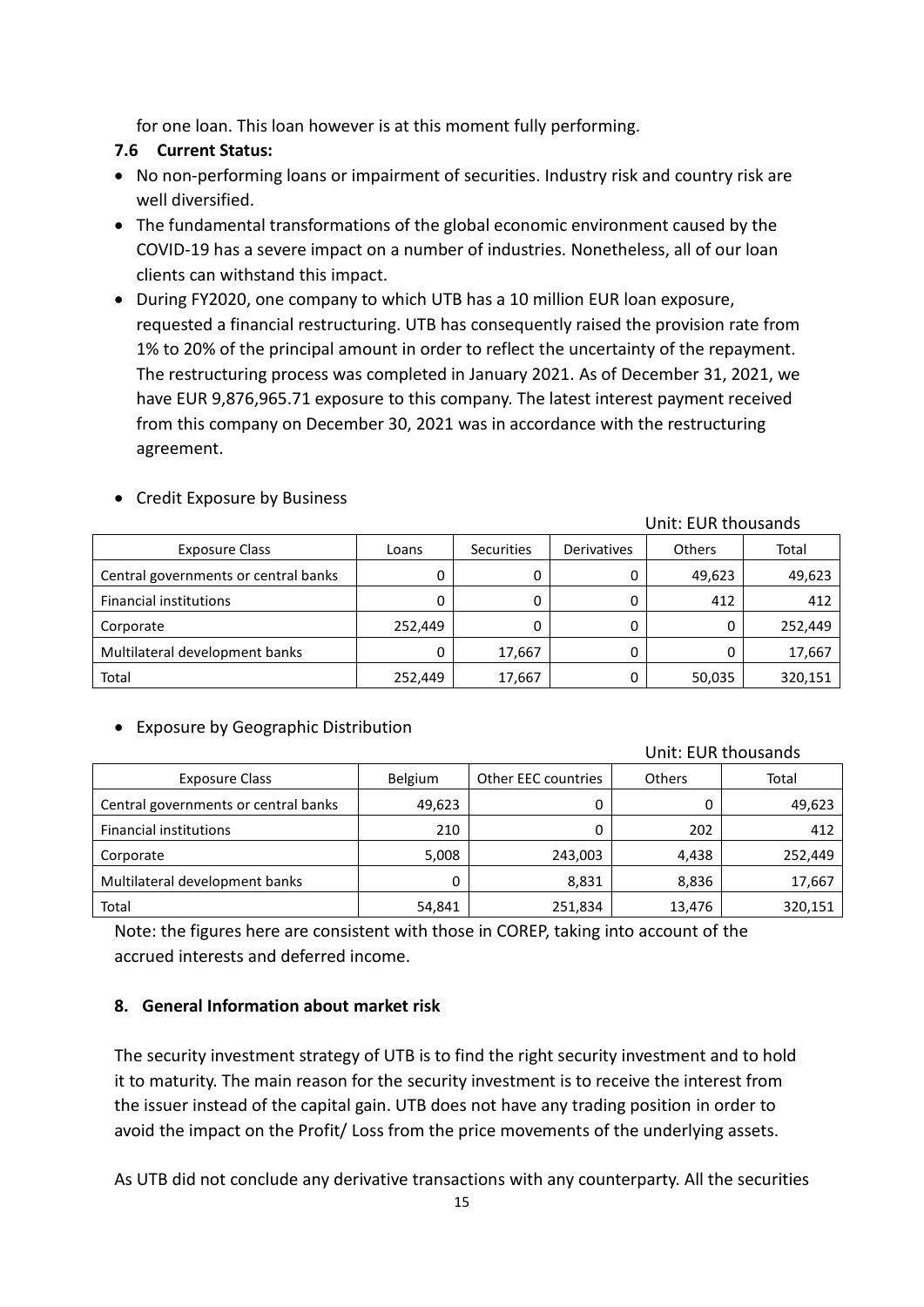for one loan. This loan however is at this moment fully performing.

### 7.6 Current Status:

- No non-performing loans or impairment of securities. Industry risk and country risk are well diversified.
- The fundamental transformations of the global economic environment caused by the COVID-19 has a severe impact on a number of industries. Nonetheless, all of our loan clients can withstand this impact.
- During FY2020, one company to which UTB has a 10 million EUR loan exposure, requested a financial restructuring. UTB has consequently raised the provision rate from 1% to 20% of the principal amount in order to reflect the uncertainty of the repayment. The restructuring process was completed in January 2021. As of December 31, 2021, we have EUR 9,876,965.71 exposure to this company. The latest interest payment received from this company on December 30, 2021 was in accordance with the restructuring agreement.

- Credit Exposure by Business

Unit: EUR thousands

| Exposure Class | Loans | Securities | Derivatives | Others | Total |
|---|---|---|---|---|---|
| Central governments or central banks | 0 | 0 | 0 | 49,623 | 49,623 |
| Financial institutions | 0 | 0 | 0 | 412 | 412 |
| Corporate | 252,449 | 0 | 0 | 0 | 252,449 |
| Multilateral development banks | 0 | 17,667 | 0 | 0 | 17,667 |
| Total | 252,449 | 17,667 | 0 | 50,035 | 320,151 |

- Exposure by Geographic Distribution

Unit: EUR thousands

| Exposure Class | Belgium | Other EEC countries | Others | Total |
|---|---|---|---|---|
| Central governments or central banks | 49,623 | 0 | 0 | 49,623 |
| Financial institutions | 210 | 0 | 202 | 412 |
| Corporate | 5,008 | 243,003 | 4,438 | 252,449 |
| Multilateral development banks | 0 | 8,831 | 8,836 | 17,667 |
| Total | 54,841 | 251,834 | 13,476 | 320,151 |

Note: the figures here are consistent with those in COREP, taking into account of the accrued interests and deferred income.

## 8. General Information about market risk

The security investment strategy of UTB is to find the right security investment and to hold it to maturity. The main reason for the security investment is to receive the interest from the issuer instead of the capital gain. UTB does not have any trading position in order to avoid the impact on the Profit/ Loss from the price movements of the underlying assets.

As UTB did not conclude any derivative transactions with any counterparty. All the securities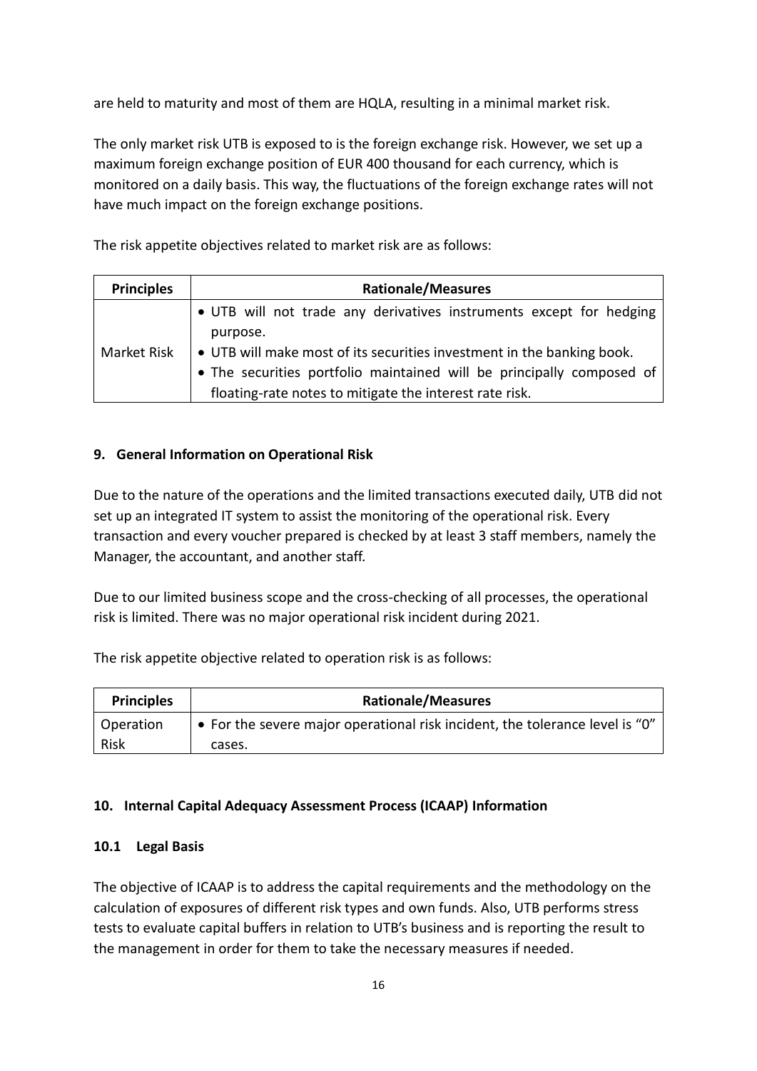are held to maturity and most of them are HQLA, resulting in a minimal market risk.

The only market risk UTB is exposed to is the foreign exchange risk. However, we set up a maximum foreign exchange position of EUR 400 thousand for each currency, which is monitored on a daily basis. This way, the fluctuations of the foreign exchange rates will not have much impact on the foreign exchange positions.

The risk appetite objectives related to market risk are as follows:

| Principles | Rationale/Measures |
| --- | --- |
| Market Risk | • UTB will not trade any derivatives instruments except for hedging purpose.<br>• UTB will make most of its securities investment in the banking book.<br>• The securities portfolio maintained will be principally composed of floating-rate notes to mitigate the interest rate risk. |

### 9. General Information on Operational Risk

Due to the nature of the operations and the limited transactions executed daily, UTB did not set up an integrated IT system to assist the monitoring of the operational risk. Every transaction and every voucher prepared is checked by at least 3 staff members, namely the Manager, the accountant, and another staff.

Due to our limited business scope and the cross-checking of all processes, the operational risk is limited. There was no major operational risk incident during 2021.

The risk appetite objective related to operation risk is as follows:

| Principles | Rationale/Measures |
| --- | --- |
| Operation Risk | • For the severe major operational risk incident, the tolerance level is "0" cases. |

### 10. Internal Capital Adequacy Assessment Process (ICAAP) Information

#### 10.1 Legal Basis

The objective of ICAAP is to address the capital requirements and the methodology on the calculation of exposures of different risk types and own funds. Also, UTB performs stress tests to evaluate capital buffers in relation to UTB's business and is reporting the result to the management in order for them to take the necessary measures if needed.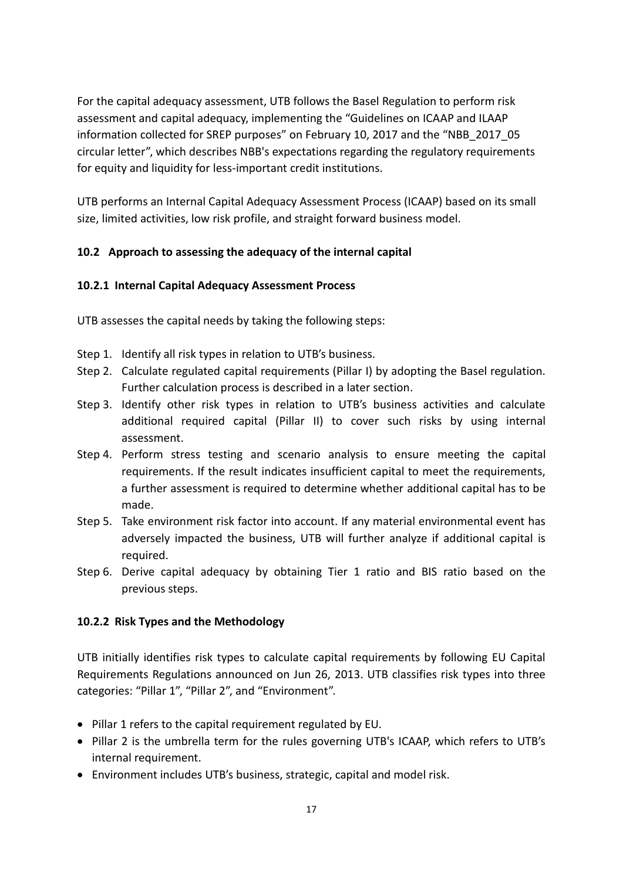For the capital adequacy assessment, UTB follows the Basel Regulation to perform risk assessment and capital adequacy, implementing the “Guidelines on ICAAP and ILAAP information collected for SREP purposes” on February 10, 2017 and the “NBB_2017_05 circular letter”, which describes NBB's expectations regarding the regulatory requirements for equity and liquidity for less-important credit institutions.

UTB performs an Internal Capital Adequacy Assessment Process (ICAAP) based on its small size, limited activities, low risk profile, and straight forward business model.

### 10.2 Approach to assessing the adequacy of the internal capital

#### 10.2.1 Internal Capital Adequacy Assessment Process

UTB assesses the capital needs by taking the following steps:

- Step 1. Identify all risk types in relation to UTB’s business.
- Step 2. Calculate regulated capital requirements (Pillar I) by adopting the Basel regulation. Further calculation process is described in a later section.
- Step 3. Identify other risk types in relation to UTB’s business activities and calculate additional required capital (Pillar II) to cover such risks by using internal assessment.
- Step 4. Perform stress testing and scenario analysis to ensure meeting the capital requirements. If the result indicates insufficient capital to meet the requirements, a further assessment is required to determine whether additional capital has to be made.
- Step 5. Take environment risk factor into account. If any material environmental event has adversely impacted the business, UTB will further analyze if additional capital is required.
- Step 6. Derive capital adequacy by obtaining Tier 1 ratio and BIS ratio based on the previous steps.

#### 10.2.2 Risk Types and the Methodology

UTB initially identifies risk types to calculate capital requirements by following EU Capital Requirements Regulations announced on Jun 26, 2013. UTB classifies risk types into three categories: “Pillar 1”, “Pillar 2”, and “Environment”.

- Pillar 1 refers to the capital requirement regulated by EU.
- Pillar 2 is the umbrella term for the rules governing UTB's ICAAP, which refers to UTB’s internal requirement.
- Environment includes UTB’s business, strategic, capital and model risk.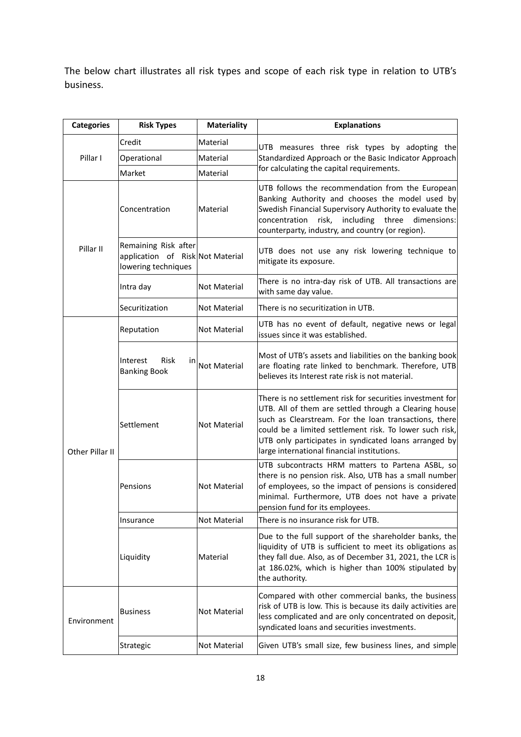The below chart illustrates all risk types and scope of each risk type in relation to UTB's business.

| Categories | Risk Types | Materiality | Explanations |
|---|---|---|---|
| Pillar I | Credit | Material | UTB measures three risk types by adopting the Standardized Approach or the Basic Indicator Approach for calculating the capital requirements. |
| | Operational | Material | |
| | Market | Material | |
| Pillar II | Concentration | Material | UTB follows the recommendation from the European Banking Authority and chooses the model used by Swedish Financial Supervisory Authority to evaluate the concentration risk, including three dimensions: counterparty, industry, and country (or region). |
| | Remaining Risk after application of Risk lowering techniques | Not Material | UTB does not use any risk lowering technique to mitigate its exposure. |
| | Intra day | Not Material | There is no intra-day risk of UTB. All transactions are with same day value. |
| | Securitization | Not Material | There is no securitization in UTB. |
| Other Pillar II | Reputation | Not Material | UTB has no event of default, negative news or legal issues since it was established. |
| | Interest Risk in Banking Book | Not Material | Most of UTB's assets and liabilities on the banking book are floating rate linked to benchmark. Therefore, UTB believes its Interest rate risk is not material. |
| | Settlement | Not Material | There is no settlement risk for securities investment for UTB. All of them are settled through a Clearing house such as Clearstream. For the loan transactions, there could be a limited settlement risk. To lower such risk, UTB only participates in syndicated loans arranged by large international financial institutions. |
| | Pensions | Not Material | UTB subcontracts HRM matters to Partena ASBL, so there is no pension risk. Also, UTB has a small number of employees, so the impact of pensions is considered minimal. Furthermore, UTB does not have a private pension fund for its employees. |
| | Insurance | Not Material | There is no insurance risk for UTB. |
| | Liquidity | Material | Due to the full support of the shareholder banks, the liquidity of UTB is sufficient to meet its obligations as they fall due. Also, as of December 31, 2021, the LCR is at 186.02%, which is higher than 100% stipulated by the authority. |
| Environment | Business | Not Material | Compared with other commercial banks, the business risk of UTB is low. This is because its daily activities are less complicated and are only concentrated on deposit, syndicated loans and securities investments. |
| | Strategic | Not Material | Given UTB's small size, few business lines, and simple |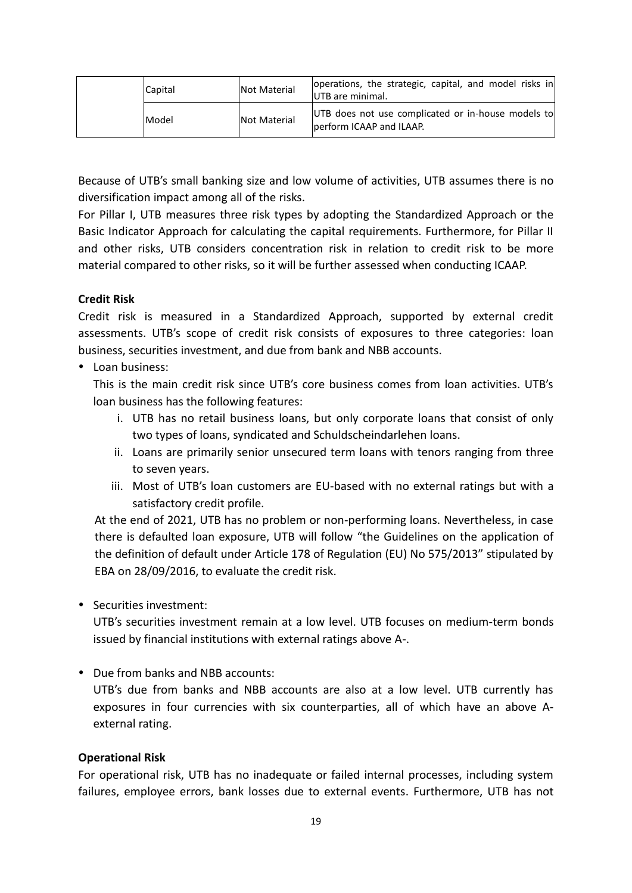|  | Capital | Not Material | operations, the strategic, capital, and model risks in UTB are minimal. |
|---|---|---|---|
|  | Model | Not Material | UTB does not use complicated or in-house models to perform ICAAP and ILAAP. |

Because of UTB's small banking size and low volume of activities, UTB assumes there is no diversification impact among all of the risks.

For Pillar I, UTB measures three risk types by adopting the Standardized Approach or the Basic Indicator Approach for calculating the capital requirements. Furthermore, for Pillar II and other risks, UTB considers concentration risk in relation to credit risk to be more material compared to other risks, so it will be further assessed when conducting ICAAP.

**Credit Risk**

Credit risk is measured in a Standardized Approach, supported by external credit assessments. UTB's scope of credit risk consists of exposures to three categories: loan business, securities investment, and due from bank and NBB accounts.

- Loan business:

  This is the main credit risk since UTB's core business comes from loan activities. UTB's loan business has the following features:

  i. UTB has no retail business loans, but only corporate loans that consist of only two types of loans, syndicated and Schuldscheindarlehen loans.
  ii. Loans are primarily senior unsecured term loans with tenors ranging from three to seven years.
  iii. Most of UTB's loan customers are EU-based with no external ratings but with a satisfactory credit profile.

  At the end of 2021, UTB has no problem or non-performing loans. Nevertheless, in case there is defaulted loan exposure, UTB will follow "the Guidelines on the application of the definition of default under Article 178 of Regulation (EU) No 575/2013" stipulated by EBA on 28/09/2016, to evaluate the credit risk.

- Securities investment:

  UTB's securities investment remain at a low level. UTB focuses on medium-term bonds issued by financial institutions with external ratings above A-.

- Due from banks and NBB accounts:

  UTB's due from banks and NBB accounts are also at a low level. UTB currently has exposures in four currencies with six counterparties, all of which have an above A- external rating.

**Operational Risk**

For operational risk, UTB has no inadequate or failed internal processes, including system failures, employee errors, bank losses due to external events. Furthermore, UTB has not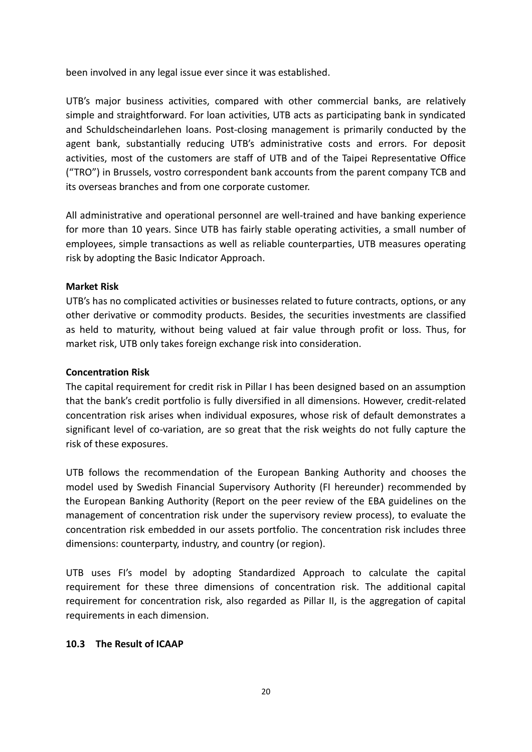been involved in any legal issue ever since it was established.

UTB's major business activities, compared with other commercial banks, are relatively simple and straightforward. For loan activities, UTB acts as participating bank in syndicated and Schuldscheindarlehen loans. Post-closing management is primarily conducted by the agent bank, substantially reducing UTB's administrative costs and errors. For deposit activities, most of the customers are staff of UTB and of the Taipei Representative Office ("TRO") in Brussels, vostro correspondent bank accounts from the parent company TCB and its overseas branches and from one corporate customer.

All administrative and operational personnel are well-trained and have banking experience for more than 10 years. Since UTB has fairly stable operating activities, a small number of employees, simple transactions as well as reliable counterparties, UTB measures operating risk by adopting the Basic Indicator Approach.

**Market Risk**

UTB's has no complicated activities or businesses related to future contracts, options, or any other derivative or commodity products. Besides, the securities investments are classified as held to maturity, without being valued at fair value through profit or loss. Thus, for market risk, UTB only takes foreign exchange risk into consideration.

**Concentration Risk**

The capital requirement for credit risk in Pillar I has been designed based on an assumption that the bank's credit portfolio is fully diversified in all dimensions. However, credit-related concentration risk arises when individual exposures, whose risk of default demonstrates a significant level of co-variation, are so great that the risk weights do not fully capture the risk of these exposures.

UTB follows the recommendation of the European Banking Authority and chooses the model used by Swedish Financial Supervisory Authority (FI hereunder) recommended by the European Banking Authority (Report on the peer review of the EBA guidelines on the management of concentration risk under the supervisory review process), to evaluate the concentration risk embedded in our assets portfolio. The concentration risk includes three dimensions: counterparty, industry, and country (or region).

UTB uses FI's model by adopting Standardized Approach to calculate the capital requirement for these three dimensions of concentration risk. The additional capital requirement for concentration risk, also regarded as Pillar II, is the aggregation of capital requirements in each dimension.

### 10.3 The Result of ICAAP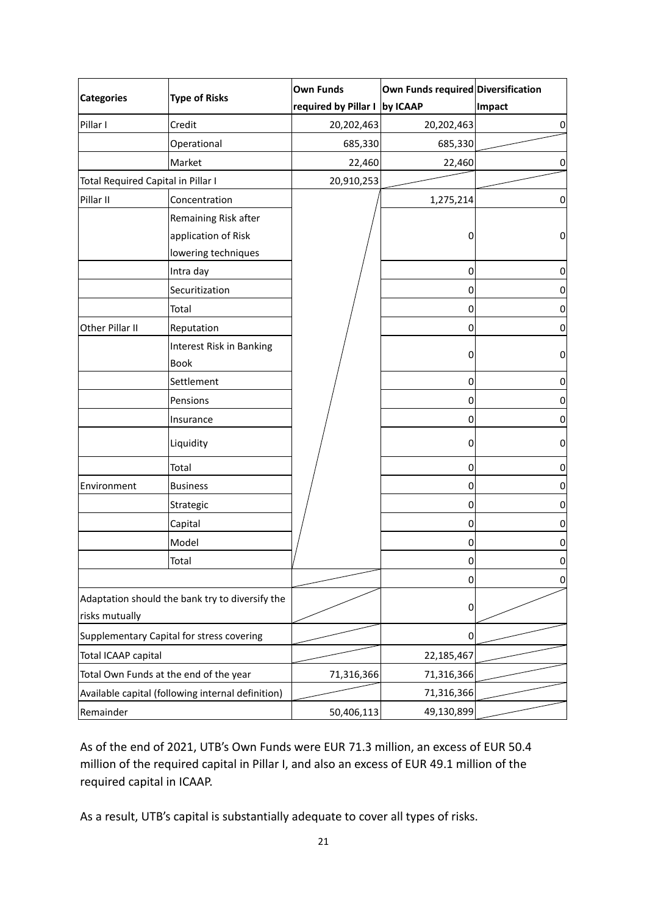| Categories | Type of Risks | Own Funds required by Pillar I | Own Funds required by ICAAP | Diversification Impact |
|---|---|---|---|---|
| Pillar I | Credit | 20,202,463 | 20,202,463 | 0 |
| | Operational | 685,330 | 685,330 | |
| | Market | 22,460 | 22,460 | 0 |
| Total Required Capital in Pillar I | | 20,910,253 | | |
| Pillar II | Concentration | | 1,275,214 | 0 |
| | Remaining Risk after application of Risk lowering techniques | | 0 | 0 |
| | Intra day | | 0 | 0 |
| | Securitization | | 0 | 0 |
| | Total | | 0 | 0 |
| Other Pillar II | Reputation | | 0 | 0 |
| | Interest Risk in Banking Book | | 0 | 0 |
| | Settlement | | 0 | 0 |
| | Pensions | | 0 | 0 |
| | Insurance | | 0 | 0 |
| | Liquidity | | 0 | 0 |
| | Total | | 0 | 0 |
| Environment | Business | | 0 | 0 |
| | Strategic | | 0 | 0 |
| | Capital | | 0 | 0 |
| | Model | | 0 | 0 |
| | Total | | 0 | 0 |
| | | | 0 | 0 |
| Adaptation should the bank try to diversify the risks mutually | | | 0 | |
| Supplementary Capital for stress covering | | | 0 | |
| Total ICAAP capital | | | 22,185,467 | |
| Total Own Funds at the end of the year | | 71,316,366 | 71,316,366 | |
| Available capital (following internal definition) | | | 71,316,366 | |
| Remainder | | 50,406,113 | 49,130,899 | |

As of the end of 2021, UTB's Own Funds were EUR 71.3 million, an excess of EUR 50.4 million of the required capital in Pillar I, and also an excess of EUR 49.1 million of the required capital in ICAAP.

As a result, UTB's capital is substantially adequate to cover all types of risks.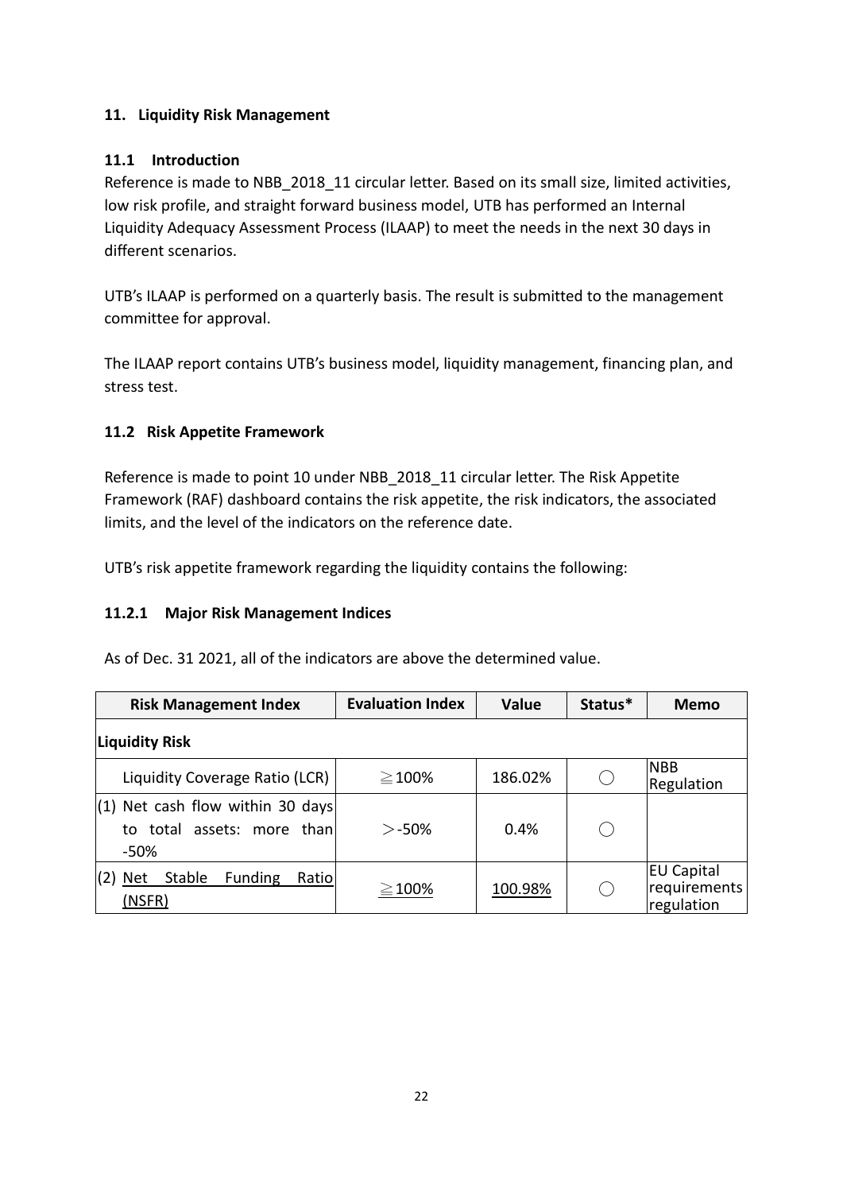## 11. Liquidity Risk Management

### 11.1 Introduction

Reference is made to NBB_2018_11 circular letter. Based on its small size, limited activities, low risk profile, and straight forward business model, UTB has performed an Internal Liquidity Adequacy Assessment Process (ILAAP) to meet the needs in the next 30 days in different scenarios.

UTB's ILAAP is performed on a quarterly basis. The result is submitted to the management committee for approval.

The ILAAP report contains UTB's business model, liquidity management, financing plan, and stress test.

### 11.2 Risk Appetite Framework

Reference is made to point 10 under NBB_2018_11 circular letter. The Risk Appetite Framework (RAF) dashboard contains the risk appetite, the risk indicators, the associated limits, and the level of the indicators on the reference date.

UTB's risk appetite framework regarding the liquidity contains the following:

#### 11.2.1 Major Risk Management Indices

As of Dec. 31 2021, all of the indicators are above the determined value.

| Risk Management Index | Evaluation Index | Value | Status* | Memo |
|---|---|---|---|---|
| **Liquidity Risk** | | | | |
| Liquidity Coverage Ratio (LCR) | ≧100% | 186.02% | ◯ | NBB Regulation |
| (1) Net cash flow within 30 days to total assets: more than -50% | ＞-50% | 0.4% | ◯ | |
| (2) Net Stable Funding Ratio (NSFR) | ≧100% | 100.98% | ◯ | EU Capital requirements regulation |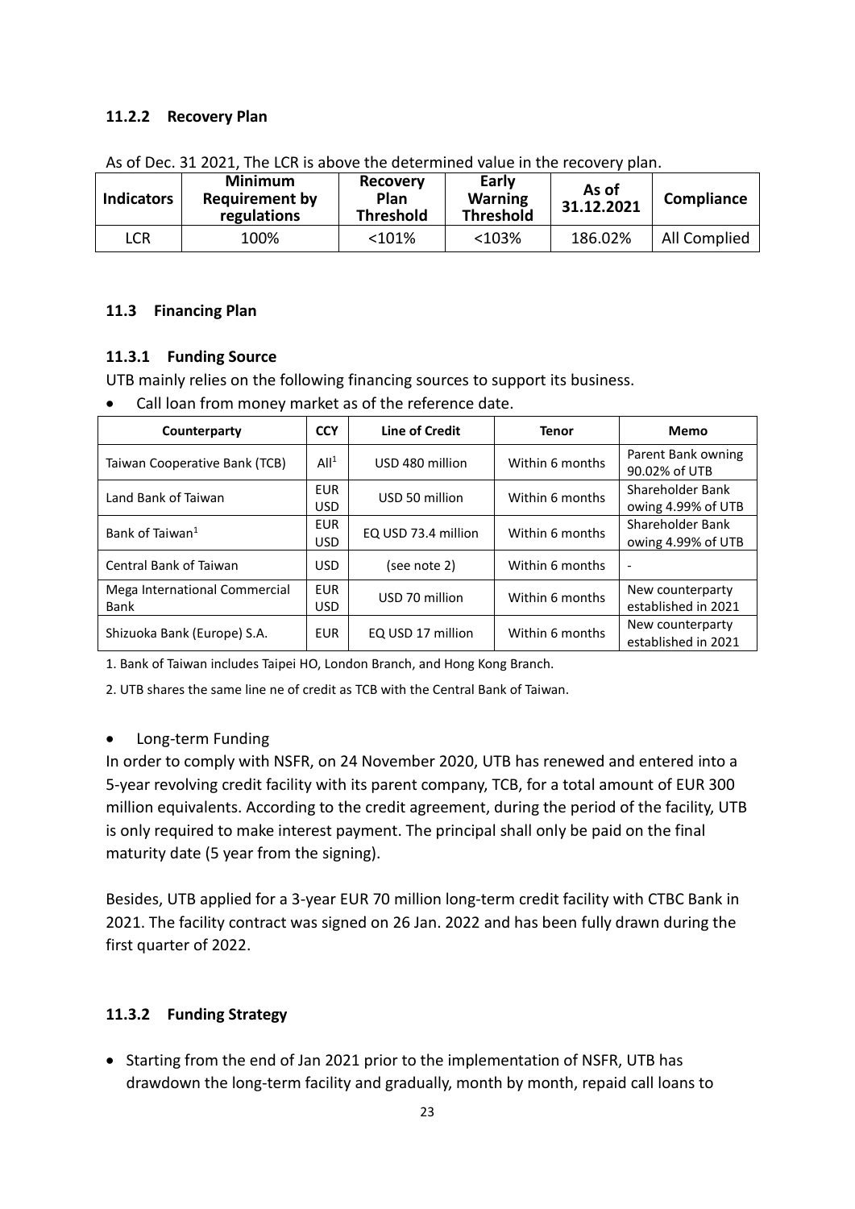### 11.2.2 Recovery Plan

As of Dec. 31 2021, The LCR is above the determined value in the recovery plan.

| Indicators | Minimum Requirement by regulations | Recovery Plan Threshold | Early Warning Threshold | As of 31.12.2021 | Compliance |
|---|---|---|---|---|---|
| LCR | 100% | <101% | <103% | 186.02% | All Complied |

## 11.3 Financing Plan

### 11.3.1 Funding Source

UTB mainly relies on the following financing sources to support its business.

- Call loan from money market as of the reference date.

| Counterparty | CCY | Line of Credit | Tenor | Memo |
|---|---|---|---|---|
| Taiwan Cooperative Bank (TCB) | All[1] | USD 480 million | Within 6 months | Parent Bank owning 90.02% of UTB |
| Land Bank of Taiwan | EUR USD | USD 50 million | Within 6 months | Shareholder Bank owing 4.99% of UTB |
| Bank of Taiwan[1] | EUR USD | EQ USD 73.4 million | Within 6 months | Shareholder Bank owing 4.99% of UTB |
| Central Bank of Taiwan | USD | (see note 2) | Within 6 months | - |
| Mega International Commercial Bank | EUR USD | USD 70 million | Within 6 months | New counterparty established in 2021 |
| Shizuoka Bank (Europe) S.A. | EUR | EQ USD 17 million | Within 6 months | New counterparty established in 2021 |

1. Bank of Taiwan includes Taipei HO, London Branch, and Hong Kong Branch.

2. UTB shares the same line ne of credit as TCB with the Central Bank of Taiwan.

- Long-term Funding

In order to comply with NSFR, on 24 November 2020, UTB has renewed and entered into a 5-year revolving credit facility with its parent company, TCB, for a total amount of EUR 300 million equivalents. According to the credit agreement, during the period of the facility, UTB is only required to make interest payment. The principal shall only be paid on the final maturity date (5 year from the signing).

Besides, UTB applied for a 3-year EUR 70 million long-term credit facility with CTBC Bank in 2021. The facility contract was signed on 26 Jan. 2022 and has been fully drawn during the first quarter of 2022.

### 11.3.2 Funding Strategy

- Starting from the end of Jan 2021 prior to the implementation of NSFR, UTB has drawdown the long-term facility and gradually, month by month, repaid call loans to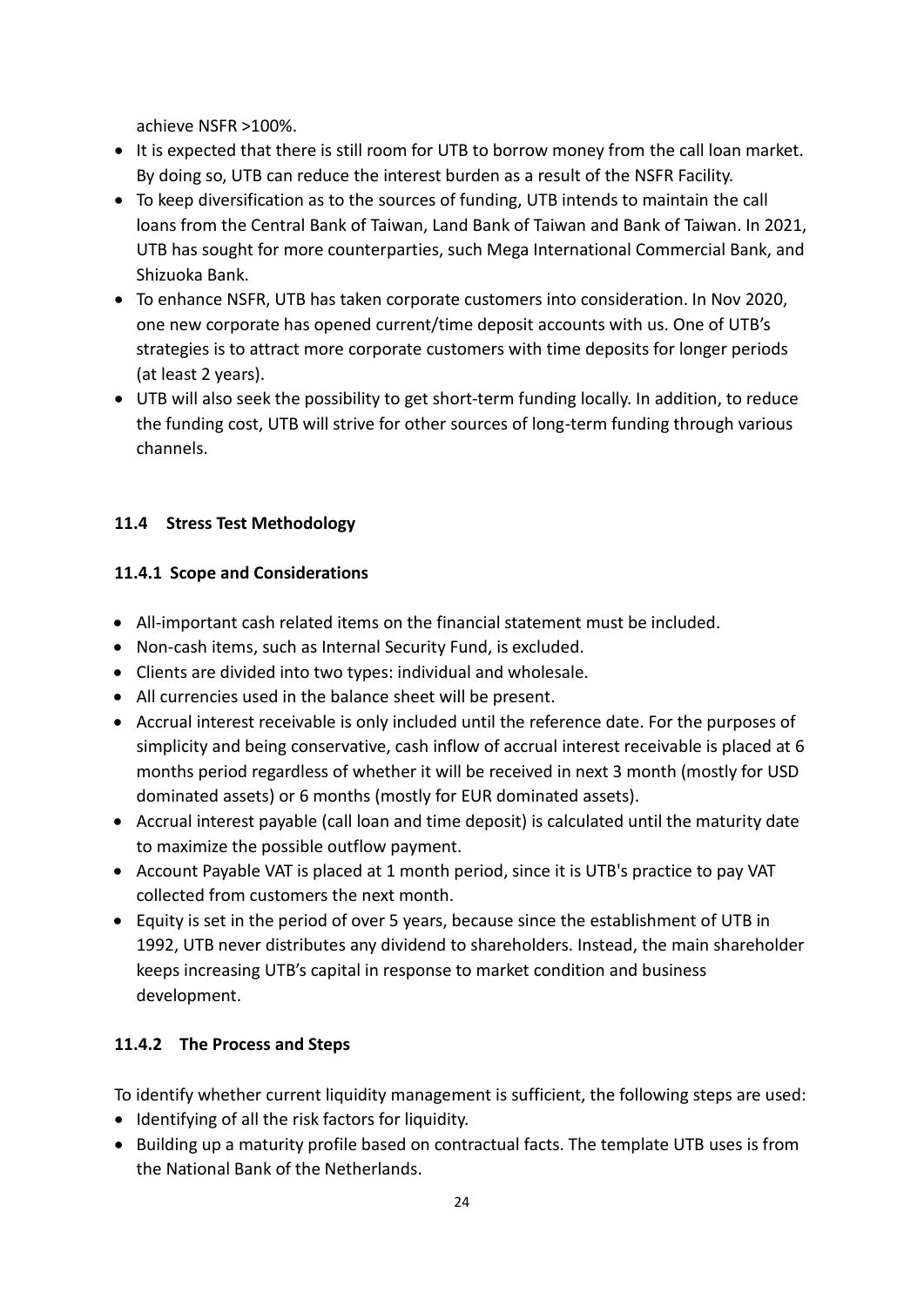achieve NSFR >100%.

- It is expected that there is still room for UTB to borrow money from the call loan market. By doing so, UTB can reduce the interest burden as a result of the NSFR Facility.
- To keep diversification as to the sources of funding, UTB intends to maintain the call loans from the Central Bank of Taiwan, Land Bank of Taiwan and Bank of Taiwan. In 2021, UTB has sought for more counterparties, such Mega International Commercial Bank, and Shizuoka Bank.
- To enhance NSFR, UTB has taken corporate customers into consideration. In Nov 2020, one new corporate has opened current/time deposit accounts with us. One of UTB's strategies is to attract more corporate customers with time deposits for longer periods (at least 2 years).
- UTB will also seek the possibility to get short-term funding locally. In addition, to reduce the funding cost, UTB will strive for other sources of long-term funding through various channels.

### 11.4 Stress Test Methodology

#### 11.4.1 Scope and Considerations

- All-important cash related items on the financial statement must be included.
- Non-cash items, such as Internal Security Fund, is excluded.
- Clients are divided into two types: individual and wholesale.
- All currencies used in the balance sheet will be present.
- Accrual interest receivable is only included until the reference date. For the purposes of simplicity and being conservative, cash inflow of accrual interest receivable is placed at 6 months period regardless of whether it will be received in next 3 month (mostly for USD dominated assets) or 6 months (mostly for EUR dominated assets).
- Accrual interest payable (call loan and time deposit) is calculated until the maturity date to maximize the possible outflow payment.
- Account Payable VAT is placed at 1 month period, since it is UTB's practice to pay VAT collected from customers the next month.
- Equity is set in the period of over 5 years, because since the establishment of UTB in 1992, UTB never distributes any dividend to shareholders. Instead, the main shareholder keeps increasing UTB's capital in response to market condition and business development.

#### 11.4.2 The Process and Steps

To identify whether current liquidity management is sufficient, the following steps are used:

- Identifying of all the risk factors for liquidity.
- Building up a maturity profile based on contractual facts. The template UTB uses is from the National Bank of the Netherlands.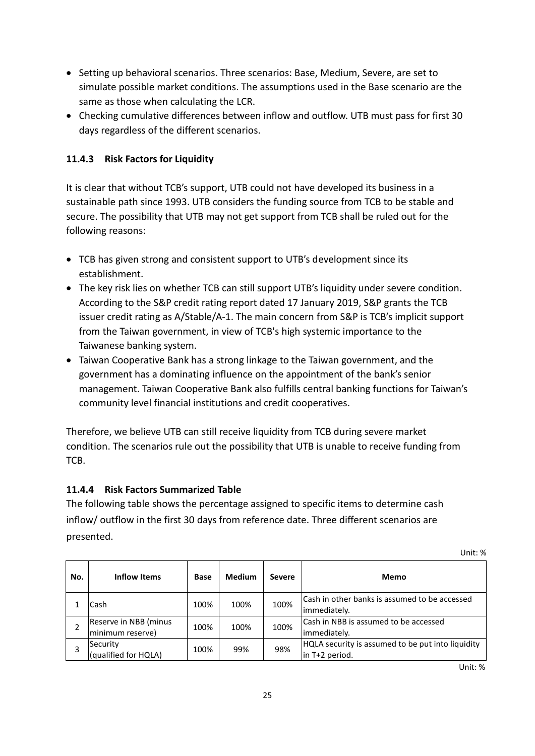- Setting up behavioral scenarios. Three scenarios: Base, Medium, Severe, are set to simulate possible market conditions. The assumptions used in the Base scenario are the same as those when calculating the LCR.
- Checking cumulative differences between inflow and outflow. UTB must pass for first 30 days regardless of the different scenarios.

### 11.4.3 Risk Factors for Liquidity

It is clear that without TCB's support, UTB could not have developed its business in a sustainable path since 1993. UTB considers the funding source from TCB to be stable and secure. The possibility that UTB may not get support from TCB shall be ruled out for the following reasons:

- TCB has given strong and consistent support to UTB's development since its establishment.
- The key risk lies on whether TCB can still support UTB's liquidity under severe condition. According to the S&P credit rating report dated 17 January 2019, S&P grants the TCB issuer credit rating as A/Stable/A-1. The main concern from S&P is TCB's implicit support from the Taiwan government, in view of TCB's high systemic importance to the Taiwanese banking system.
- Taiwan Cooperative Bank has a strong linkage to the Taiwan government, and the government has a dominating influence on the appointment of the bank's senior management. Taiwan Cooperative Bank also fulfills central banking functions for Taiwan's community level financial institutions and credit cooperatives.

Therefore, we believe UTB can still receive liquidity from TCB during severe market condition. The scenarios rule out the possibility that UTB is unable to receive funding from TCB.

### 11.4.4 Risk Factors Summarized Table

The following table shows the percentage assigned to specific items to determine cash inflow/ outflow in the first 30 days from reference date. Three different scenarios are presented.

Unit: %

| No. | Inflow Items | Base | Medium | Severe | Memo |
|---|---|---|---|---|---|
| 1 | Cash | 100% | 100% | 100% | Cash in other banks is assumed to be accessed immediately. |
| 2 | Reserve in NBB (minus minimum reserve) | 100% | 100% | 100% | Cash in NBB is assumed to be accessed immediately. |
| 3 | Security (qualified for HQLA) | 100% | 99% | 98% | HQLA security is assumed to be put into liquidity in T+2 period. |

Unit: %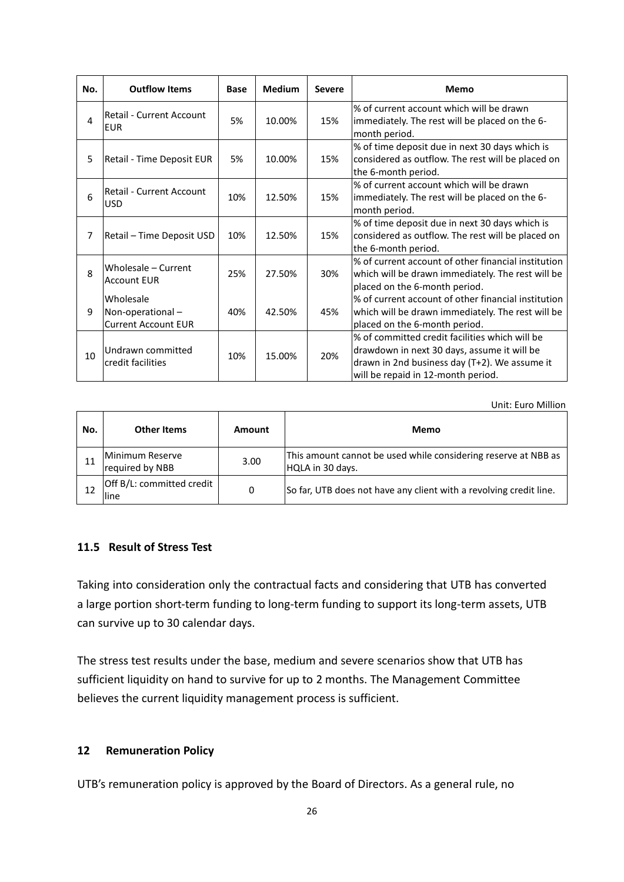| No. | Outflow Items | Base | Medium | Severe | Memo |
|---|---|---|---|---|---|
| 4 | Retail - Current Account EUR | 5% | 10.00% | 15% | % of current account which will be drawn immediately. The rest will be placed on the 6-month period. |
| 5 | Retail - Time Deposit EUR | 5% | 10.00% | 15% | % of time deposit due in next 30 days which is considered as outflow. The rest will be placed on the 6-month period. |
| 6 | Retail - Current Account USD | 10% | 12.50% | 15% | % of current account which will be drawn immediately. The rest will be placed on the 6-month period. |
| 7 | Retail – Time Deposit USD | 10% | 12.50% | 15% | % of time deposit due in next 30 days which is considered as outflow. The rest will be placed on the 6-month period. |
| 8 | Wholesale – Current Account EUR | 25% | 27.50% | 30% | % of current account of other financial institution which will be drawn immediately. The rest will be placed on the 6-month period. |
| 9 | Wholesale Non-operational – Current Account EUR | 40% | 42.50% | 45% | % of current account of other financial institution which will be drawn immediately. The rest will be placed on the 6-month period. |
| 10 | Undrawn committed credit facilities | 10% | 15.00% | 20% | % of committed credit facilities which will be drawdown in next 30 days, assume it will be drawn in 2nd business day (T+2). We assume it will be repaid in 12-month period. |

Unit: Euro Million

| No. | Other Items | Amount | Memo |
|---|---|---|---|
| 11 | Minimum Reserve required by NBB | 3.00 | This amount cannot be used while considering reserve at NBB as HQLA in 30 days. |
| 12 | Off B/L: committed credit line | 0 | So far, UTB does not have any client with a revolving credit line. |

### 11.5 Result of Stress Test

Taking into consideration only the contractual facts and considering that UTB has converted a large portion short-term funding to long-term funding to support its long-term assets, UTB can survive up to 30 calendar days.

The stress test results under the base, medium and severe scenarios show that UTB has sufficient liquidity on hand to survive for up to 2 months. The Management Committee believes the current liquidity management process is sufficient.

## 12 Remuneration Policy

UTB's remuneration policy is approved by the Board of Directors. As a general rule, no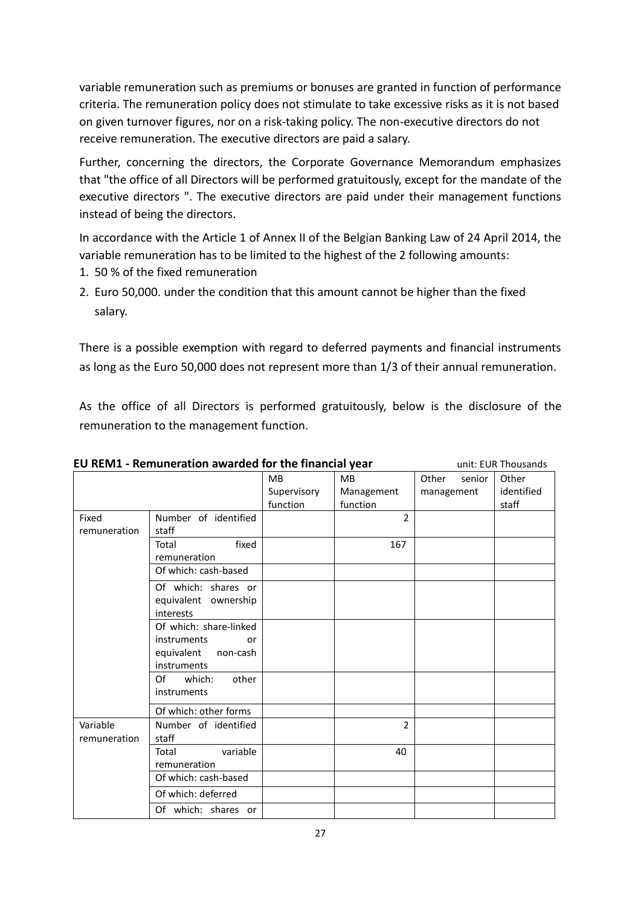variable remuneration such as premiums or bonuses are granted in function of performance criteria. The remuneration policy does not stimulate to take excessive risks as it is not based on given turnover figures, nor on a risk-taking policy. The non-executive directors do not receive remuneration. The executive directors are paid a salary.

Further, concerning the directors, the Corporate Governance Memorandum emphasizes that "the office of all Directors will be performed gratuitously, except for the mandate of the executive directors ". The executive directors are paid under their management functions instead of being the directors.

In accordance with the Article 1 of Annex II of the Belgian Banking Law of 24 April 2014, the variable remuneration has to be limited to the highest of the 2 following amounts:

1. 50 % of the fixed remuneration
2. Euro 50,000. under the condition that this amount cannot be higher than the fixed salary.

There is a possible exemption with regard to deferred payments and financial instruments as long as the Euro 50,000 does not represent more than 1/3 of their annual remuneration.

As the office of all Directors is performed gratuitously, below is the disclosure of the remuneration to the management function.

**EU REM1 - Remuneration awarded for the financial year** unit: EUR Thousands

| | | MB Supervisory function | MB Management function | Other senior management | Other identified staff |
|---|---|---|---|---|---|
| Fixed remuneration | Number of identified staff | | 2 | | |
| | Total fixed remuneration | | 167 | | |
| | Of which: cash-based | | | | |
| | Of which: shares or equivalent ownership interests | | | | |
| | Of which: share-linked instruments or equivalent non-cash instruments | | | | |
| | Of which: other instruments | | | | |
| | Of which: other forms | | | | |
| Variable remuneration | Number of identified staff | | 2 | | |
| | Total variable remuneration | | 40 | | |
| | Of which: cash-based | | | | |
| | Of which: deferred | | | | |
| | Of which: shares or | | | | |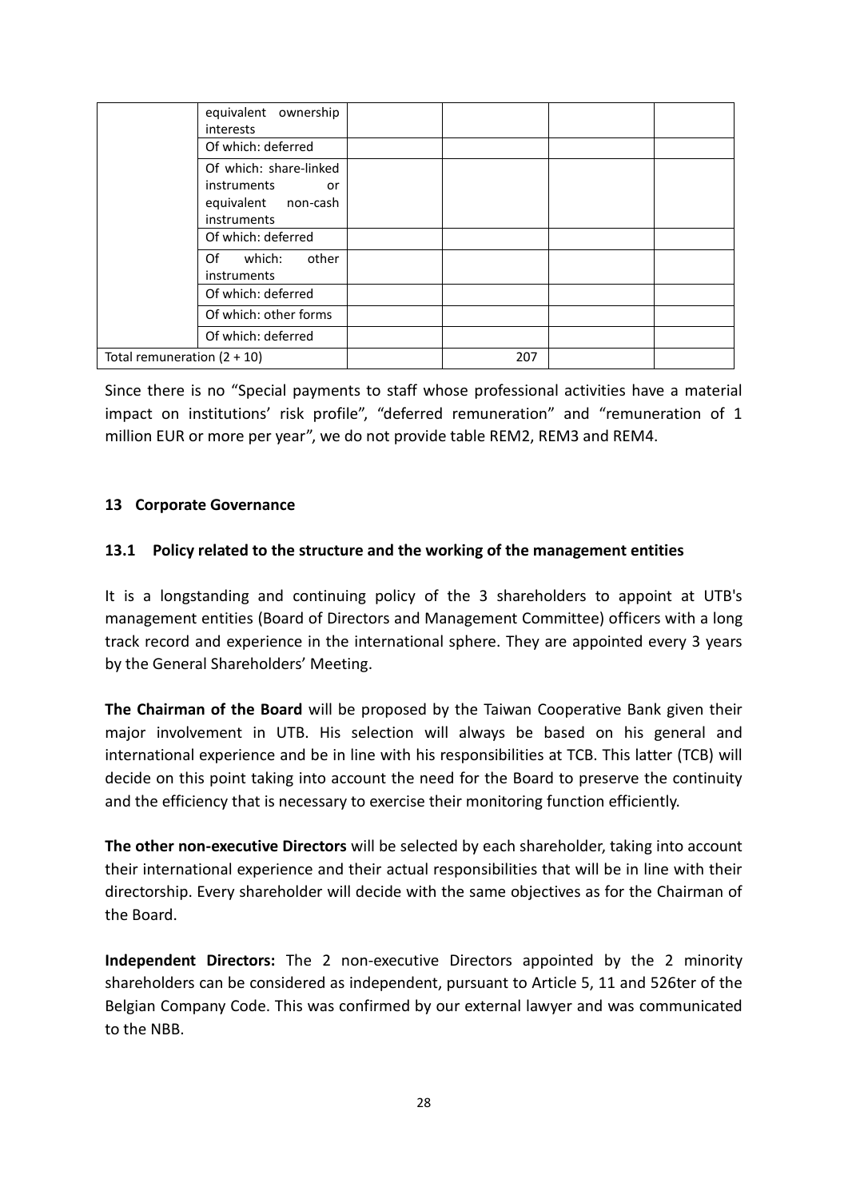| | | | | | |
|---|---|---|---|---|---|
| | equivalent ownership interests | | | | |
| | Of which: deferred | | | | |
| | Of which: share-linked instruments or equivalent non-cash instruments | | | | |
| | Of which: deferred | | | | |
| | Of which: other instruments | | | | |
| | Of which: deferred | | | | |
| | Of which: other forms | | | | |
| | Of which: deferred | | | | |
| Total remuneration (2 + 10) | | | 207 | | |

Since there is no "Special payments to staff whose professional activities have a material impact on institutions' risk profile", "deferred remuneration" and "remuneration of 1 million EUR or more per year", we do not provide table REM2, REM3 and REM4.

## 13 Corporate Governance

### 13.1 Policy related to the structure and the working of the management entities

It is a longstanding and continuing policy of the 3 shareholders to appoint at UTB's management entities (Board of Directors and Management Committee) officers with a long track record and experience in the international sphere. They are appointed every 3 years by the General Shareholders' Meeting.

**The Chairman of the Board** will be proposed by the Taiwan Cooperative Bank given their major involvement in UTB. His selection will always be based on his general and international experience and be in line with his responsibilities at TCB. This latter (TCB) will decide on this point taking into account the need for the Board to preserve the continuity and the efficiency that is necessary to exercise their monitoring function efficiently.

**The other non-executive Directors** will be selected by each shareholder, taking into account their international experience and their actual responsibilities that will be in line with their directorship. Every shareholder will decide with the same objectives as for the Chairman of the Board.

**Independent Directors:** The 2 non-executive Directors appointed by the 2 minority shareholders can be considered as independent, pursuant to Article 5, 11 and 526ter of the Belgian Company Code. This was confirmed by our external lawyer and was communicated to the NBB.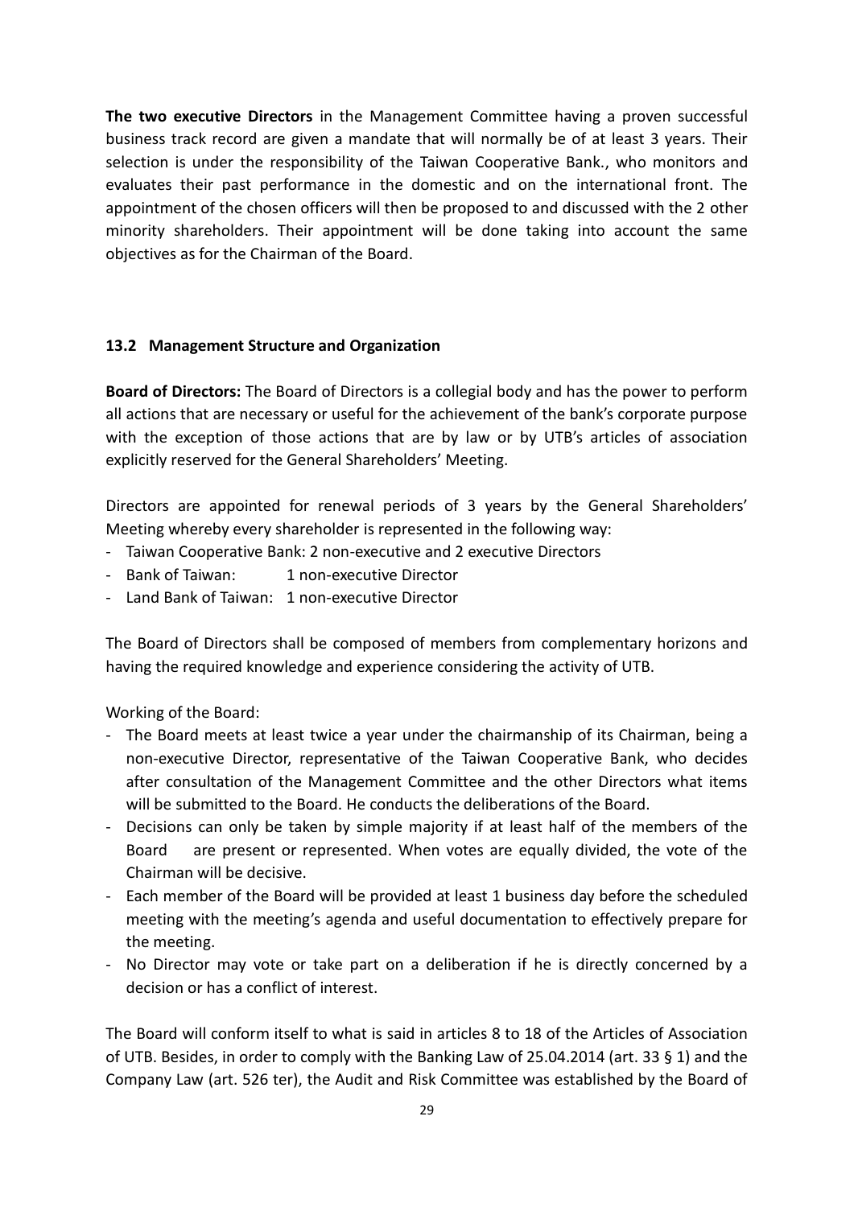**The two executive Directors** in the Management Committee having a proven successful business track record are given a mandate that will normally be of at least 3 years. Their selection is under the responsibility of the Taiwan Cooperative Bank., who monitors and evaluates their past performance in the domestic and on the international front. The appointment of the chosen officers will then be proposed to and discussed with the 2 other minority shareholders. Their appointment will be done taking into account the same objectives as for the Chairman of the Board.

### 13.2 Management Structure and Organization

**Board of Directors:** The Board of Directors is a collegial body and has the power to perform all actions that are necessary or useful for the achievement of the bank's corporate purpose with the exception of those actions that are by law or by UTB's articles of association explicitly reserved for the General Shareholders' Meeting.

Directors are appointed for renewal periods of 3 years by the General Shareholders' Meeting whereby every shareholder is represented in the following way:

- Taiwan Cooperative Bank: 2 non-executive and 2 executive Directors
- Bank of Taiwan: 1 non-executive Director
- Land Bank of Taiwan: 1 non-executive Director

The Board of Directors shall be composed of members from complementary horizons and having the required knowledge and experience considering the activity of UTB.

Working of the Board:

- The Board meets at least twice a year under the chairmanship of its Chairman, being a non-executive Director, representative of the Taiwan Cooperative Bank, who decides after consultation of the Management Committee and the other Directors what items will be submitted to the Board. He conducts the deliberations of the Board.
- Decisions can only be taken by simple majority if at least half of the members of the Board are present or represented. When votes are equally divided, the vote of the Chairman will be decisive.
- Each member of the Board will be provided at least 1 business day before the scheduled meeting with the meeting's agenda and useful documentation to effectively prepare for the meeting.
- No Director may vote or take part on a deliberation if he is directly concerned by a decision or has a conflict of interest.

The Board will conform itself to what is said in articles 8 to 18 of the Articles of Association of UTB. Besides, in order to comply with the Banking Law of 25.04.2014 (art. 33 § 1) and the Company Law (art. 526 ter), the Audit and Risk Committee was established by the Board of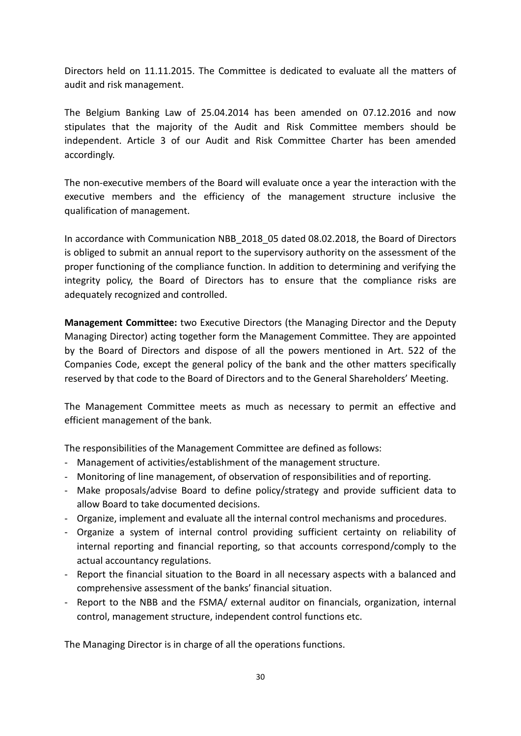Directors held on 11.11.2015. The Committee is dedicated to evaluate all the matters of audit and risk management.

The Belgium Banking Law of 25.04.2014 has been amended on 07.12.2016 and now stipulates that the majority of the Audit and Risk Committee members should be independent. Article 3 of our Audit and Risk Committee Charter has been amended accordingly.

The non-executive members of the Board will evaluate once a year the interaction with the executive members and the efficiency of the management structure inclusive the qualification of management.

In accordance with Communication NBB_2018_05 dated 08.02.2018, the Board of Directors is obliged to submit an annual report to the supervisory authority on the assessment of the proper functioning of the compliance function. In addition to determining and verifying the integrity policy, the Board of Directors has to ensure that the compliance risks are adequately recognized and controlled.

**Management Committee:** two Executive Directors (the Managing Director and the Deputy Managing Director) acting together form the Management Committee. They are appointed by the Board of Directors and dispose of all the powers mentioned in Art. 522 of the Companies Code, except the general policy of the bank and the other matters specifically reserved by that code to the Board of Directors and to the General Shareholders' Meeting.

The Management Committee meets as much as necessary to permit an effective and efficient management of the bank.

The responsibilities of the Management Committee are defined as follows:

- Management of activities/establishment of the management structure.
- Monitoring of line management, of observation of responsibilities and of reporting.
- Make proposals/advise Board to define policy/strategy and provide sufficient data to allow Board to take documented decisions.
- Organize, implement and evaluate all the internal control mechanisms and procedures.
- Organize a system of internal control providing sufficient certainty on reliability of internal reporting and financial reporting, so that accounts correspond/comply to the actual accountancy regulations.
- Report the financial situation to the Board in all necessary aspects with a balanced and comprehensive assessment of the banks' financial situation.
- Report to the NBB and the FSMA/ external auditor on financials, organization, internal control, management structure, independent control functions etc.

The Managing Director is in charge of all the operations functions.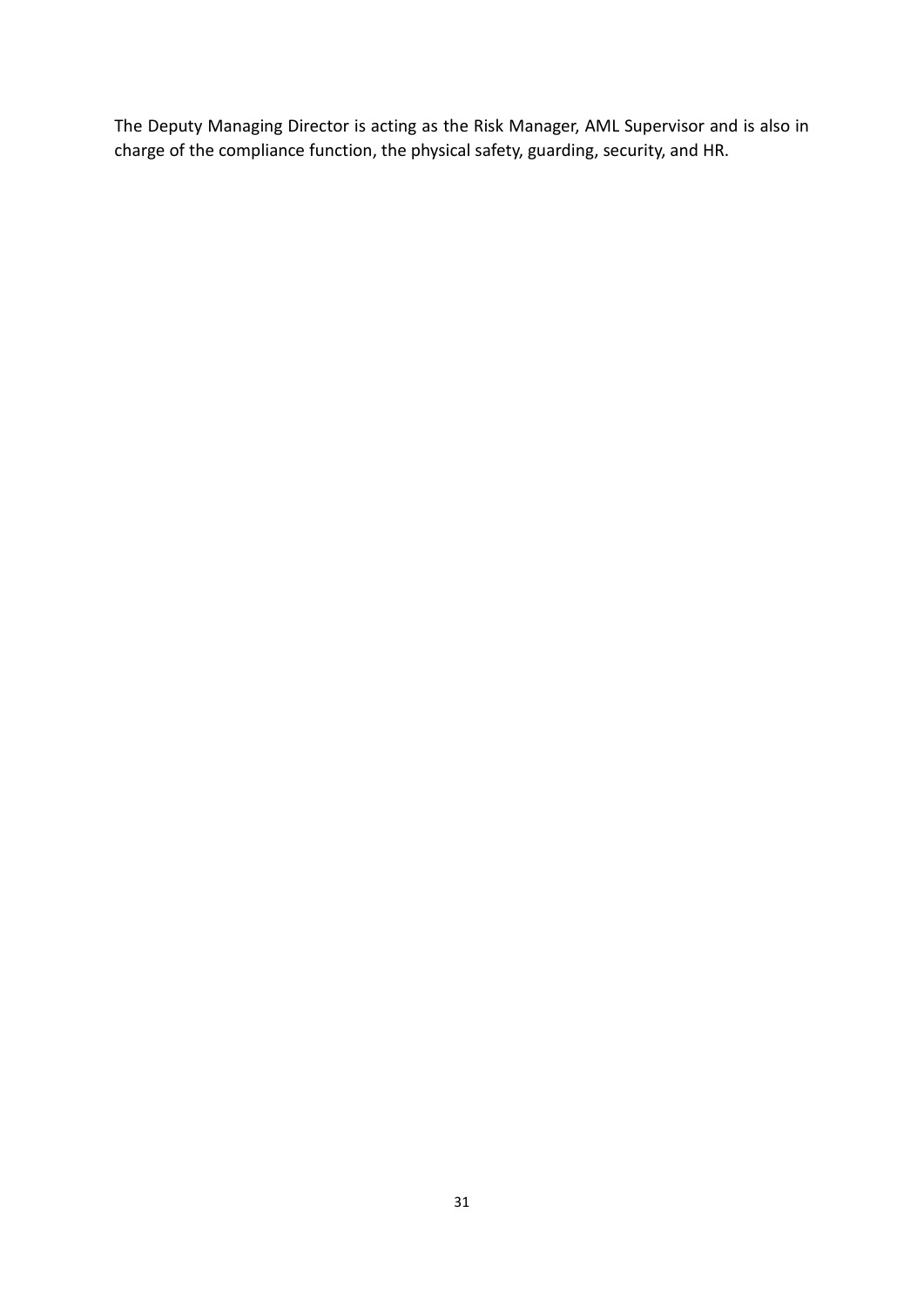The Deputy Managing Director is acting as the Risk Manager, AML Supervisor and is also in charge of the compliance function, the physical safety, guarding, security, and HR.